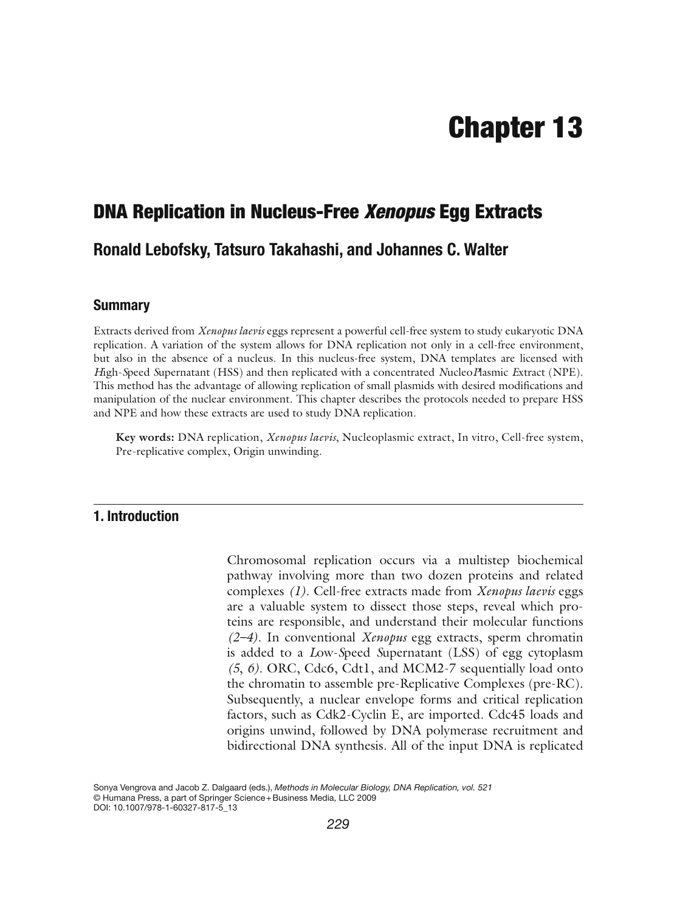# Chapter 13

## DNA Replication in Nucleus-Free *Xenopus* Egg Extracts

### Ronald Lebofsky, Tatsuro Takahashi, and Johannes C. Walter

### Summary

Extracts derived from *Xenopus laevis* eggs represent a powerful cell-free system to study eukaryotic DNA replication. A variation of the system allows for DNA replication not only in a cell-free environment, but also in the absence of a nucleus. In this nucleus-free system, DNA templates are licensed with *H*igh-*S*peed *S*upernatant (HSS) and then replicated with a concentrated *N*ucleo*P*lasmic *E*xtract (NPE). This method has the advantage of allowing replication of small plasmids with desired modifications and manipulation of the nuclear environment. This chapter describes the protocols needed to prepare HSS and NPE and how these extracts are used to study DNA replication.

**Key words:** DNA replication, *Xenopus laevis*, Nucleoplasmic extract, In vitro, Cell-free system, Pre-replicative complex, Origin unwinding.

## 1. Introduction

Chromosomal replication occurs via a multistep biochemical pathway involving more than two dozen proteins and related complexes *(1)*. Cell-free extracts made from *Xenopus laevis* eggs are a valuable system to dissect those steps, reveal which proteins are responsible, and understand their molecular functions *(2–4)*. In conventional *Xenopus* egg extracts, sperm chromatin is added to a *L*ow-*S*peed *S*upernatant (LSS) of egg cytoplasm *(5, 6)*. ORC, Cdc6, Cdt1, and MCM2-7 sequentially load onto the chromatin to assemble pre-Replicative Complexes (pre-RC). Subsequently, a nuclear envelope forms and critical replication factors, such as Cdk2-Cyclin E, are imported. Cdc45 loads and origins unwind, followed by DNA polymerase recruitment and bidirectional DNA synthesis. All of the input DNA is replicated

Sonya Vengrova and Jacob Z. Dalgaard (eds.), *Methods in Molecular Biology, DNA Replication, vol. 521*
© Humana Press, a part of Springer Science+Business Media, LLC 2009
DOI: 10.1007/978-1-60327-817-5_13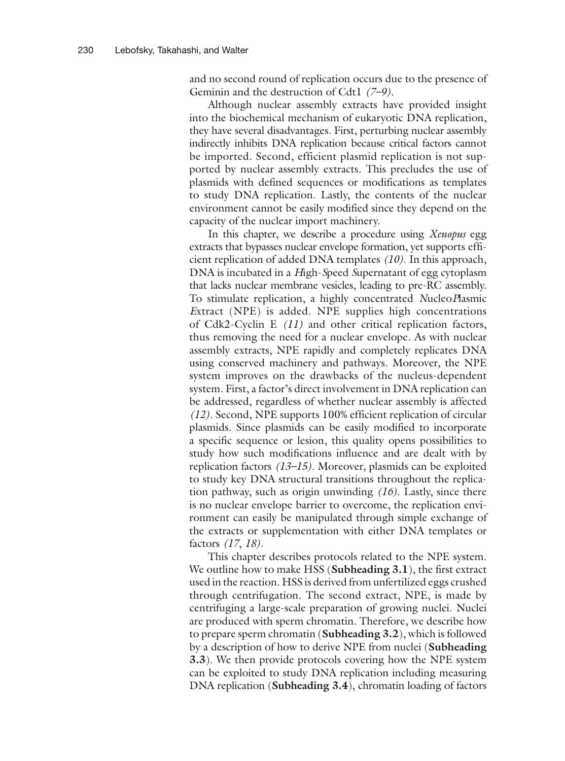and no second round of replication occurs due to the presence of Geminin and the destruction of Cdt1 *(7–9)*.

Although nuclear assembly extracts have provided insight into the biochemical mechanism of eukaryotic DNA replication, they have several disadvantages. First, perturbing nuclear assembly indirectly inhibits DNA replication because critical factors cannot be imported. Second, efficient plasmid replication is not supported by nuclear assembly extracts. This precludes the use of plasmids with defined sequences or modifications as templates to study DNA replication. Lastly, the contents of the nuclear environment cannot be easily modified since they depend on the capacity of the nuclear import machinery.

In this chapter, we describe a procedure using *Xenopus* egg extracts that bypasses nuclear envelope formation, yet supports efficient replication of added DNA templates *(10)*. In this approach, DNA is incubated in a *H*igh-*S*peed *S*upernatant of egg cytoplasm that lacks nuclear membrane vesicles, leading to pre-RC assembly. To stimulate replication, a highly concentrated *N*ucleo*P*lasmic *E*xtract (NPE) is added. NPE supplies high concentrations of Cdk2-Cyclin E *(11)* and other critical replication factors, thus removing the need for a nuclear envelope. As with nuclear assembly extracts, NPE rapidly and completely replicates DNA using conserved machinery and pathways. Moreover, the NPE system improves on the drawbacks of the nucleus-dependent system. First, a factor's direct involvement in DNA replication can be addressed, regardless of whether nuclear assembly is affected *(12)*. Second, NPE supports 100% efficient replication of circular plasmids. Since plasmids can be easily modified to incorporate a specific sequence or lesion, this quality opens possibilities to study how such modifications influence and are dealt with by replication factors *(13–15)*. Moreover, plasmids can be exploited to study key DNA structural transitions throughout the replication pathway, such as origin unwinding *(16)*. Lastly, since there is no nuclear envelope barrier to overcome, the replication environment can easily be manipulated through simple exchange of the extracts or supplementation with either DNA templates or factors *(17, 18)*.

This chapter describes protocols related to the NPE system. We outline how to make HSS (**Subheading 3.1**), the first extract used in the reaction. HSS is derived from unfertilized eggs crushed through centrifugation. The second extract, NPE, is made by centrifuging a large-scale preparation of growing nuclei. Nuclei are produced with sperm chromatin. Therefore, we describe how to prepare sperm chromatin (**Subheading 3.2**), which is followed by a description of how to derive NPE from nuclei (**Subheading 3.3**). We then provide protocols covering how the NPE system can be exploited to study DNA replication including measuring DNA replication (**Subheading 3.4**), chromatin loading of factors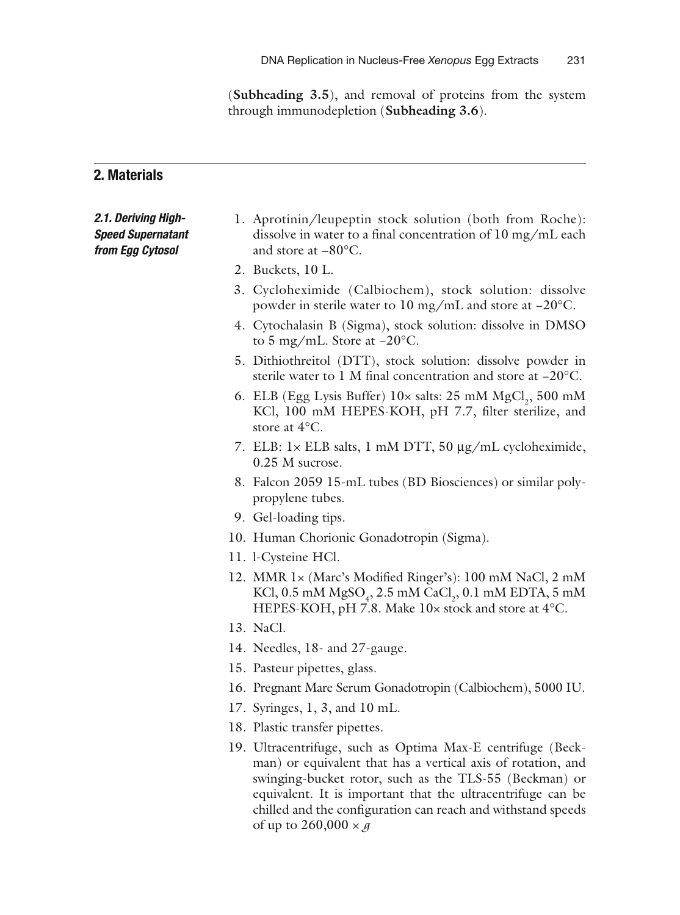(**Subheading 3.5**), and removal of proteins from the system through immunodepletion (**Subheading 3.6**).

## 2. Materials

### *2.1. Deriving High-Speed Supernatant from Egg Cytosol*

1. Aprotinin/leupeptin stock solution (both from Roche): dissolve in water to a final concentration of 10 mg/mL each and store at –80°C.
2. Buckets, 10 L.
3. Cycloheximide (Calbiochem), stock solution: dissolve powder in sterile water to 10 mg/mL and store at –20°C.
4. Cytochalasin B (Sigma), stock solution: dissolve in DMSO to 5 mg/mL. Store at –20°C.
5. Dithiothreitol (DTT), stock solution: dissolve powder in sterile water to 1 M final concentration and store at –20°C.
6. ELB (Egg Lysis Buffer) 10× salts: 25 mM $MgCl_2$, 500 mM KCl, 100 mM HEPES-KOH, pH 7.7, filter sterilize, and store at 4°C.
7. ELB: 1× ELB salts, 1 mM DTT, 50 μg/mL cycloheximide, 0.25 M sucrose.
8. Falcon 2059 15-mL tubes (BD Biosciences) or similar polypropylene tubes.
9. Gel-loading tips.
10. Human Chorionic Gonadotropin (Sigma).
11. l-Cysteine HCl.
12. MMR 1× (Marc's Modified Ringer's): 100 mM NaCl, 2 mM KCl, 0.5 mM $MgSO_4$, 2.5 mM $CaCl_2$, 0.1 mM EDTA, 5 mM HEPES-KOH, pH 7.8. Make 10× stock and store at 4°C.
13. NaCl.
14. Needles, 18- and 27-gauge.
15. Pasteur pipettes, glass.
16. Pregnant Mare Serum Gonadotropin (Calbiochem), 5000 IU.
17. Syringes, 1, 3, and 10 mL.
18. Plastic transfer pipettes.
19. Ultracentrifuge, such as Optima Max-E centrifuge (Beckman) or equivalent that has a vertical axis of rotation, and swinging-bucket rotor, such as the TLS-55 (Beckman) or equivalent. It is important that the ultracentrifuge can be chilled and the configuration can reach and withstand speeds of up to 260,000 × *g*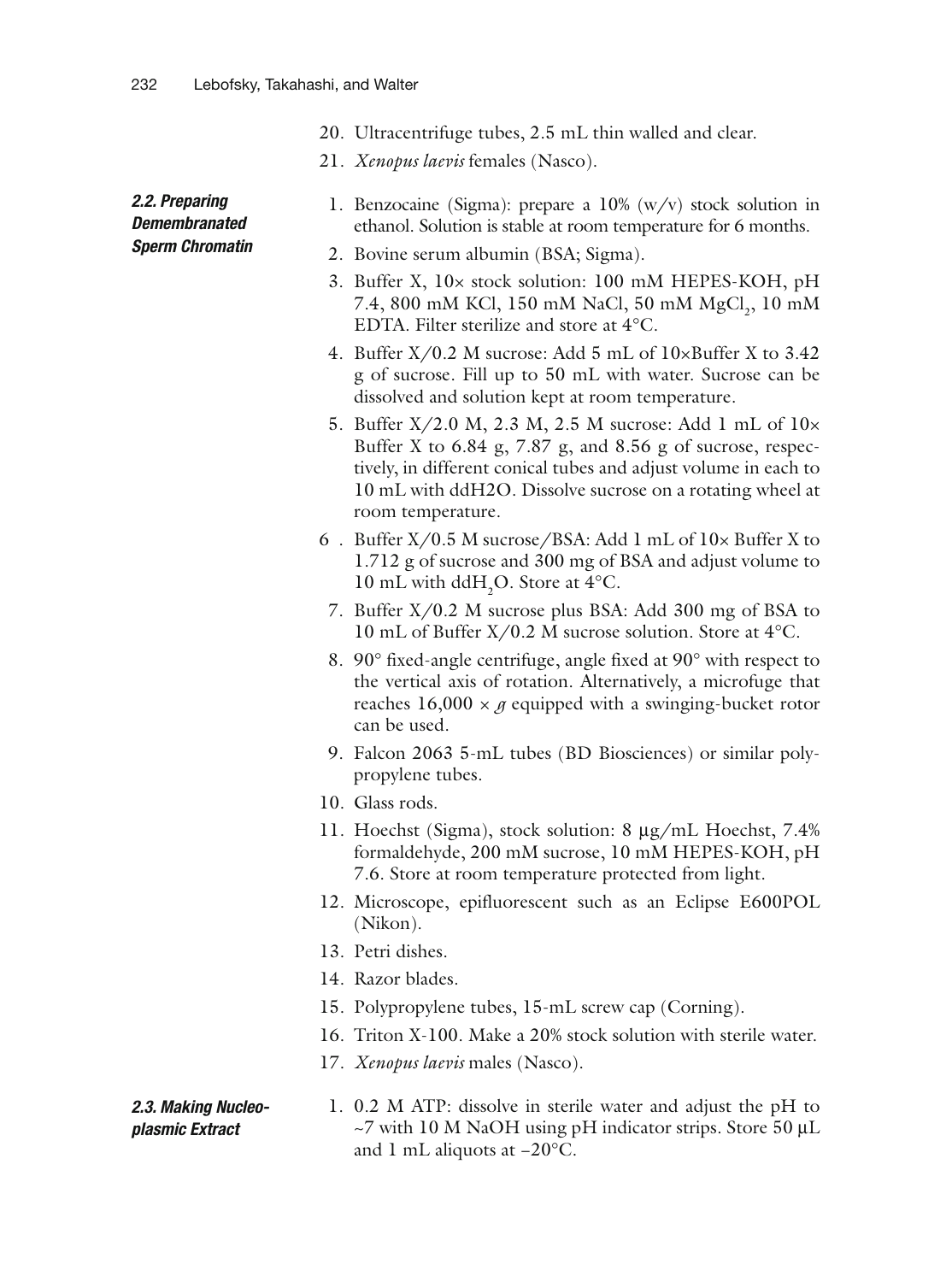20. Ultracentrifuge tubes, 2.5 mL thin walled and clear.
21. *Xenopus laevis* females (Nasco).

### 2.2. Preparing Demembranated Sperm Chromatin

1. Benzocaine (Sigma): prepare a 10% (w/v) stock solution in ethanol. Solution is stable at room temperature for 6 months.
2. Bovine serum albumin (BSA; Sigma).
3. Buffer X, 10× stock solution: 100 mM HEPES-KOH, pH 7.4, 800 mM KCl, 150 mM NaCl, 50 mM $MgCl_2$, 10 mM EDTA. Filter sterilize and store at 4°C.
4. Buffer X/0.2 M sucrose: Add 5 mL of 10×Buffer X to 3.42 g of sucrose. Fill up to 50 mL with water. Sucrose can be dissolved and solution kept at room temperature.
5. Buffer X/2.0 M, 2.3 M, 2.5 M sucrose: Add 1 mL of 10× Buffer X to 6.84 g, 7.87 g, and 8.56 g of sucrose, respectively, in different conical tubes and adjust volume in each to 10 mL with ddH2O. Dissolve sucrose on a rotating wheel at room temperature.
6. Buffer X/0.5 M sucrose/BSA: Add 1 mL of 10× Buffer X to 1.712 g of sucrose and 300 mg of BSA and adjust volume to 10 mL with $ddH_2O$. Store at 4°C.
7. Buffer X/0.2 M sucrose plus BSA: Add 300 mg of BSA to 10 mL of Buffer X/0.2 M sucrose solution. Store at 4°C.
8. 90° fixed-angle centrifuge, angle fixed at 90° with respect to the vertical axis of rotation. Alternatively, a microfuge that reaches 16,000 × *g* equipped with a swinging-bucket rotor can be used.
9. Falcon 2063 5-mL tubes (BD Biosciences) or similar polypropylene tubes.
10. Glass rods.
11. Hoechst (Sigma), stock solution: 8 μg/mL Hoechst, 7.4% formaldehyde, 200 mM sucrose, 10 mM HEPES-KOH, pH 7.6. Store at room temperature protected from light.
12. Microscope, epifluorescent such as an Eclipse E600POL (Nikon).
13. Petri dishes.
14. Razor blades.
15. Polypropylene tubes, 15-mL screw cap (Corning).
16. Triton X-100. Make a 20% stock solution with sterile water.
17. *Xenopus laevis* males (Nasco).

### 2.3. Making Nucleoplasmic Extract

1. 0.2 M ATP: dissolve in sterile water and adjust the pH to ~7 with 10 M NaOH using pH indicator strips. Store 50 μL and 1 mL aliquots at −20°C.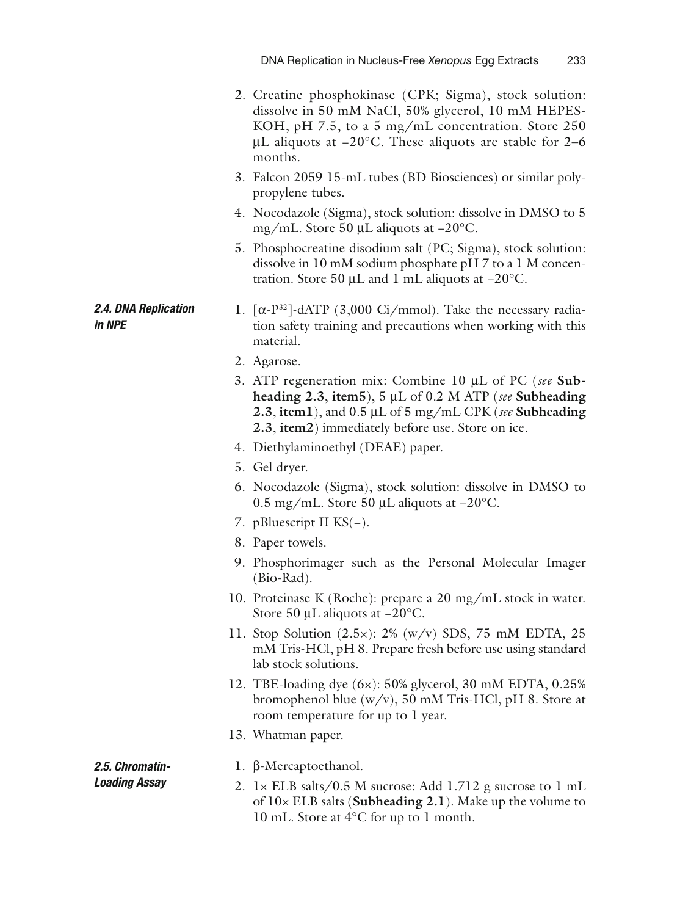2. Creatine phosphokinase (CPK; Sigma), stock solution: dissolve in 50 mM NaCl, 50% glycerol, 10 mM HEPES-KOH, pH 7.5, to a 5 mg/mL concentration. Store 250 μL aliquots at –20°C. These aliquots are stable for 2–6 months.
3. Falcon 2059 15-mL tubes (BD Biosciences) or similar polypropylene tubes.
4. Nocodazole (Sigma), stock solution: dissolve in DMSO to 5 mg/mL. Store 50 μL aliquots at –20°C.
5. Phosphocreatine disodium salt (PC; Sigma), stock solution: dissolve in 10 mM sodium phosphate pH 7 to a 1 M concentration. Store 50 μL and 1 mL aliquots at –20°C.

### 2.4. DNA Replication in NPE

1. [$\alpha$-$P^{32}$]-dATP (3,000 Ci/mmol). Take the necessary radiation safety training and precautions when working with this material.
2. Agarose.
3. ATP regeneration mix: Combine 10 μL of PC (*see* **Subheading 2.3**, **item5**), 5 μL of 0.2 M ATP (*see* **Subheading 2.3**, **item1**), and 0.5 μL of 5 mg/mL CPK (*see* **Subheading 2.3**, **item2**) immediately before use. Store on ice.
4. Diethylaminoethyl (DEAE) paper.
5. Gel dryer.
6. Nocodazole (Sigma), stock solution: dissolve in DMSO to 0.5 mg/mL. Store 50 μL aliquots at –20°C.
7. pBluescript II KS(–).
8. Paper towels.
9. Phosphorimager such as the Personal Molecular Imager (Bio-Rad).
10. Proteinase K (Roche): prepare a 20 mg/mL stock in water. Store 50 μL aliquots at –20°C.
11. Stop Solution (2.5×): 2% (w/v) SDS, 75 mM EDTA, 25 mM Tris-HCl, pH 8. Prepare fresh before use using standard lab stock solutions.
12. TBE-loading dye (6×): 50% glycerol, 30 mM EDTA, 0.25% bromophenol blue (w/v), 50 mM Tris-HCl, pH 8. Store at room temperature for up to 1 year.
13. Whatman paper.

### 2.5. Chromatin-Loading Assay

1. β-Mercaptoethanol.
2. 1× ELB salts/0.5 M sucrose: Add 1.712 g sucrose to 1 mL of 10× ELB salts (**Subheading 2.1**). Make up the volume to 10 mL. Store at 4°C for up to 1 month.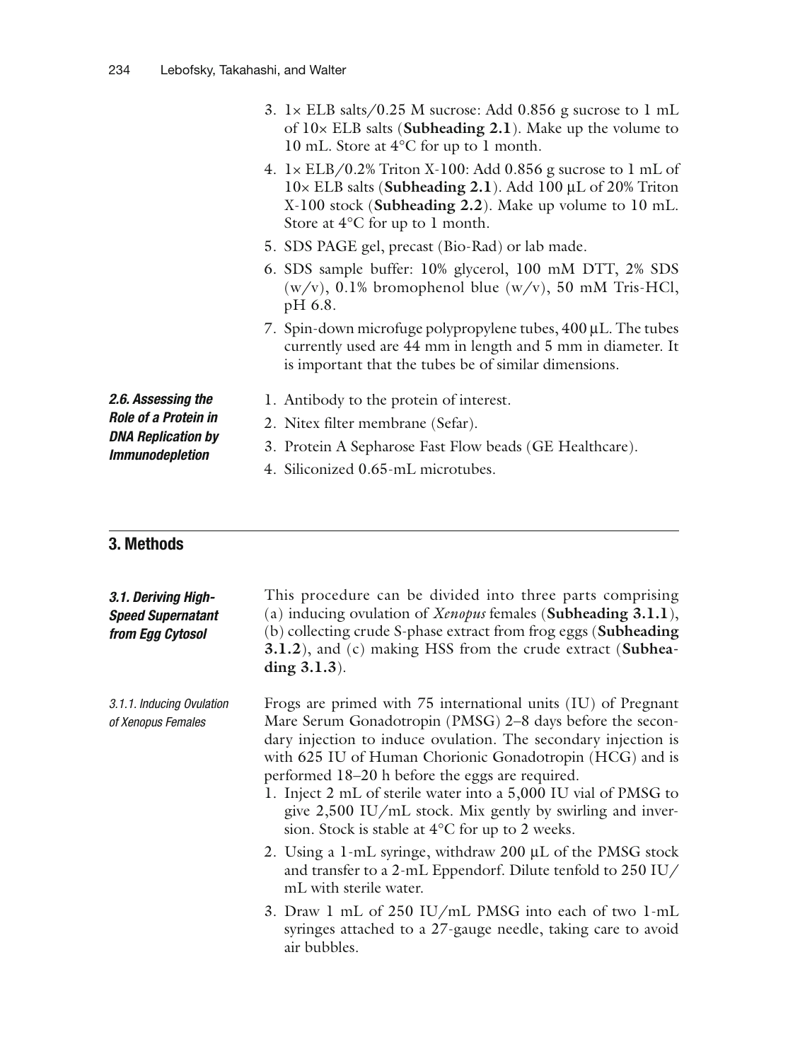3. 1× ELB salts/0.25 M sucrose: Add 0.856 g sucrose to 1 mL of 10× ELB salts (**Subheading 2.1**). Make up the volume to 10 mL. Store at 4°C for up to 1 month.
4. 1× ELB/0.2% Triton X-100: Add 0.856 g sucrose to 1 mL of 10× ELB salts (**Subheading 2.1**). Add 100 μL of 20% Triton X-100 stock (**Subheading 2.2**). Make up volume to 10 mL. Store at 4°C for up to 1 month.
5. SDS PAGE gel, precast (Bio-Rad) or lab made.
6. SDS sample buffer: 10% glycerol, 100 mM DTT, 2% SDS (w/v), 0.1% bromophenol blue (w/v), 50 mM Tris-HCl, pH 6.8.
7. Spin-down microfuge polypropylene tubes, 400 μL. The tubes currently used are 44 mm in length and 5 mm in diameter. It is important that the tubes be of similar dimensions.

#### *2.6. Assessing the Role of a Protein in DNA Replication by Immunodepletion*

1. Antibody to the protein of interest.
2. Nitex filter membrane (Sefar).
3. Protein A Sepharose Fast Flow beads (GE Healthcare).
4. Siliconized 0.65-mL microtubes.

## 3. Methods

### *3.1. Deriving High-Speed Supernatant from Egg Cytosol*

This procedure can be divided into three parts comprising (a) inducing ovulation of *Xenopus* females (**Subheading 3.1.1**), (b) collecting crude S-phase extract from frog eggs (**Subheading 3.1.2**), and (c) making HSS from the crude extract (**Subheading 3.1.3**).

#### *3.1.1. Inducing Ovulation of Xenopus Females*

Frogs are primed with 75 international units (IU) of Pregnant Mare Serum Gonadotropin (PMSG) 2–8 days before the secondary injection to induce ovulation. The secondary injection is with 625 IU of Human Chorionic Gonadotropin (HCG) and is performed 18–20 h before the eggs are required.

1. Inject 2 mL of sterile water into a 5,000 IU vial of PMSG to give 2,500 IU/mL stock. Mix gently by swirling and inversion. Stock is stable at 4°C for up to 2 weeks.
2. Using a 1-mL syringe, withdraw 200 μL of the PMSG stock and transfer to a 2-mL Eppendorf. Dilute tenfold to 250 IU/mL with sterile water.
3. Draw 1 mL of 250 IU/mL PMSG into each of two 1-mL syringes attached to a 27-gauge needle, taking care to avoid air bubbles.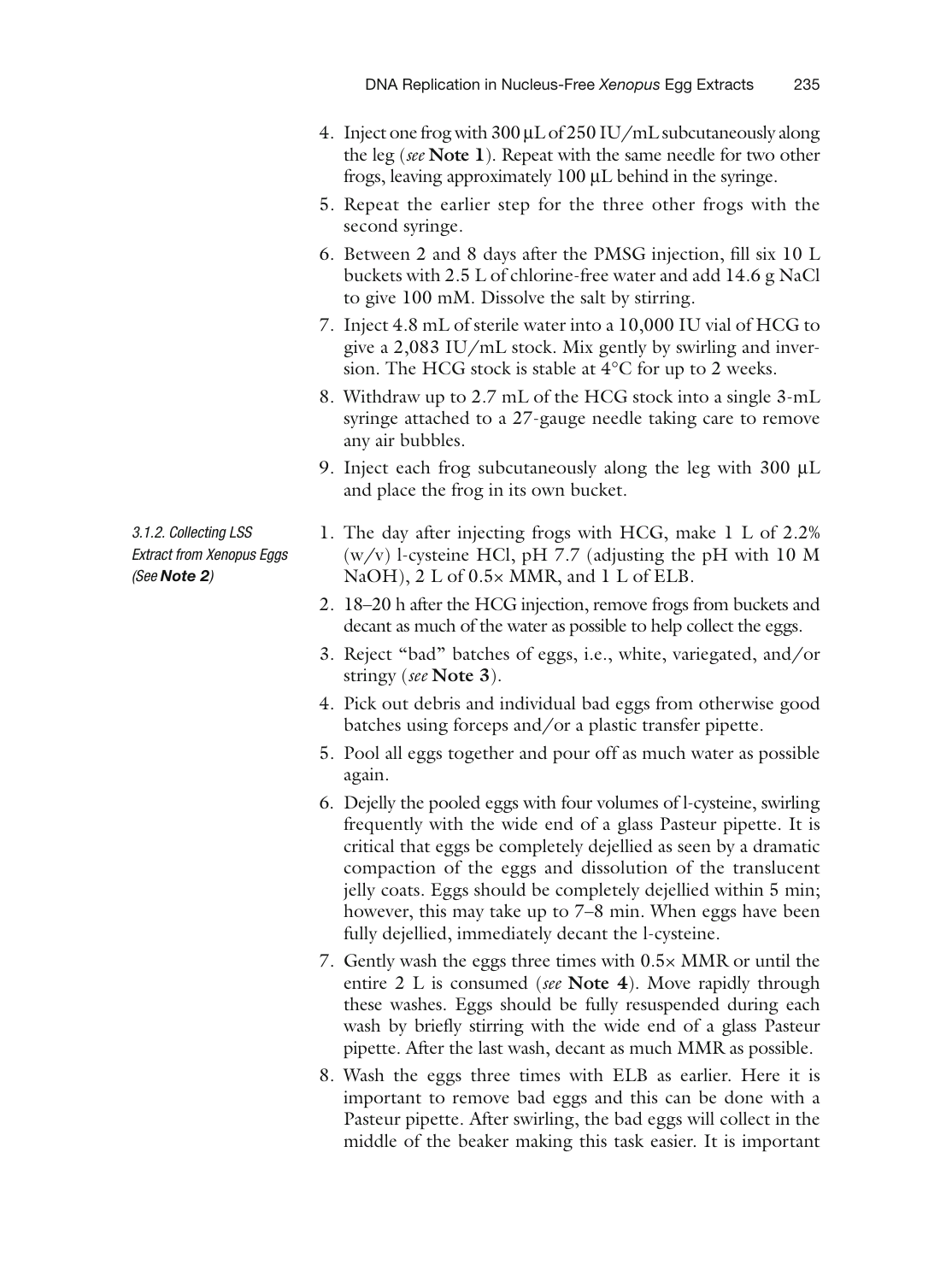4. Inject one frog with 300 μL of 250 IU/mL subcutaneously along the leg (*see* **Note 1**). Repeat with the same needle for two other frogs, leaving approximately 100 μL behind in the syringe.
5. Repeat the earlier step for the three other frogs with the second syringe.
6. Between 2 and 8 days after the PMSG injection, fill six 10 L buckets with 2.5 L of chlorine-free water and add 14.6 g NaCl to give 100 mM. Dissolve the salt by stirring.
7. Inject 4.8 mL of sterile water into a 10,000 IU vial of HCG to give a 2,083 IU/mL stock. Mix gently by swirling and inversion. The HCG stock is stable at 4°C for up to 2 weeks.
8. Withdraw up to 2.7 mL of the HCG stock into a single 3-mL syringe attached to a 27-gauge needle taking care to remove any air bubbles.
9. Inject each frog subcutaneously along the leg with 300 μL and place the frog in its own bucket.

#### 3.1.2. Collecting LSS Extract from Xenopus Eggs (See **Note 2**)

1. The day after injecting frogs with HCG, make 1 L of 2.2% (w/v) l-cysteine HCl, pH 7.7 (adjusting the pH with 10 M NaOH), 2 L of 0.5× MMR, and 1 L of ELB.
2. 18–20 h after the HCG injection, remove frogs from buckets and decant as much of the water as possible to help collect the eggs.
3. Reject "bad" batches of eggs, i.e., white, variegated, and/or stringy (*see* **Note 3**).
4. Pick out debris and individual bad eggs from otherwise good batches using forceps and/or a plastic transfer pipette.
5. Pool all eggs together and pour off as much water as possible again.
6. Dejelly the pooled eggs with four volumes of l-cysteine, swirling frequently with the wide end of a glass Pasteur pipette. It is critical that eggs be completely dejellied as seen by a dramatic compaction of the eggs and dissolution of the translucent jelly coats. Eggs should be completely dejellied within 5 min; however, this may take up to 7–8 min. When eggs have been fully dejellied, immediately decant the l-cysteine.
7. Gently wash the eggs three times with 0.5× MMR or until the entire 2 L is consumed (*see* **Note 4**). Move rapidly through these washes. Eggs should be fully resuspended during each wash by briefly stirring with the wide end of a glass Pasteur pipette. After the last wash, decant as much MMR as possible.
8. Wash the eggs three times with ELB as earlier. Here it is important to remove bad eggs and this can be done with a Pasteur pipette. After swirling, the bad eggs will collect in the middle of the beaker making this task easier. It is important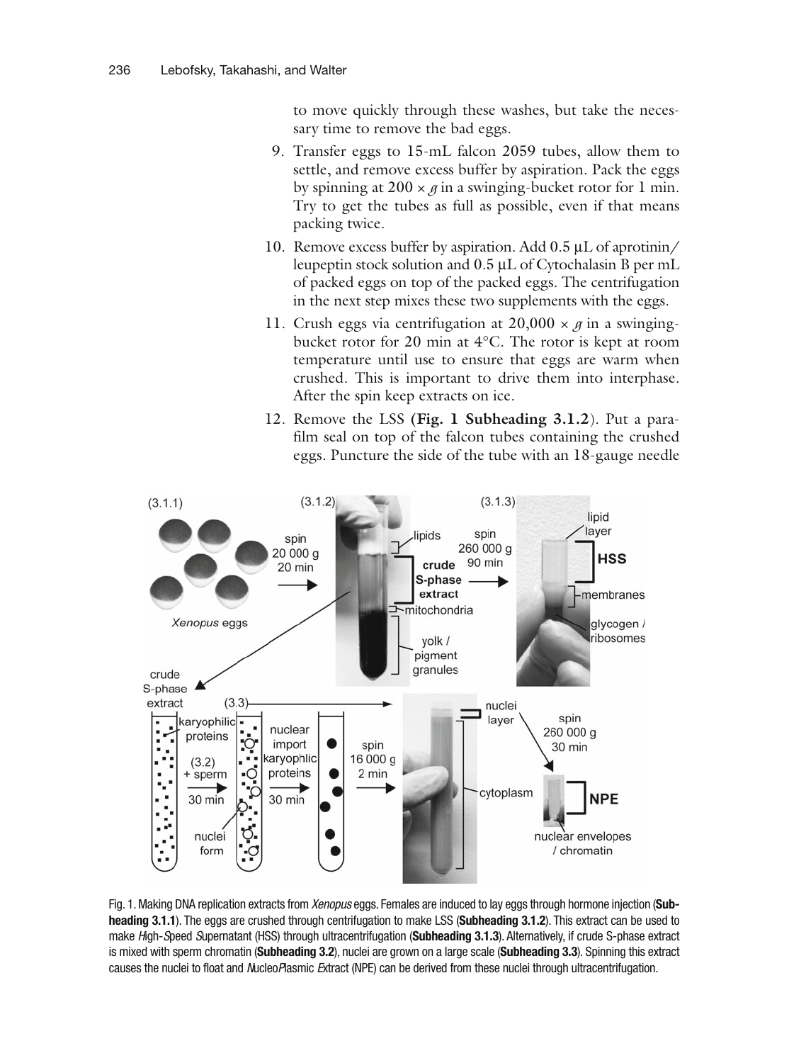to move quickly through these washes, but take the necessary time to remove the bad eggs.

9. Transfer eggs to 15-mL falcon 2059 tubes, allow them to settle, and remove excess buffer by aspiration. Pack the eggs by spinning at $200 \times g$ in a swinging-bucket rotor for 1 min. Try to get the tubes as full as possible, even if that means packing twice.
10. Remove excess buffer by aspiration. Add 0.5 μL of aprotinin/leupeptin stock solution and 0.5 μL of Cytochalasin B per mL of packed eggs on top of the packed eggs. The centrifugation in the next step mixes these two supplements with the eggs.
11. Crush eggs via centrifugation at $20{,}000 \times g$ in a swinging-bucket rotor for 20 min at 4°C. The rotor is kept at room temperature until use to ensure that eggs are warm when crushed. This is important to drive them into interphase. After the spin keep extracts on ice.
12. Remove the LSS (**Fig. 1 Subheading 3.1.2**). Put a parafilm seal on top of the falcon tubes containing the crushed eggs. Puncture the side of the tube with an 18-gauge needle

Fig. 1. Making DNA replication extracts from *Xenopus* eggs. Females are induced to lay eggs through hormone injection (**Subheading 3.1.1**). The eggs are crushed through centrifugation to make LSS (**Subheading 3.1.2**). This extract can be used to make *H*igh-*S*peed *S*upernatant (HSS) through ultracentrifugation (**Subheading 3.1.3**). Alternatively, if crude S-phase extract is mixed with sperm chromatin (**Subheading 3.2**), nuclei are grown on a large scale (**Subheading 3.3**). Spinning this extract causes the nuclei to float and *N*ucleo*P*lasmic *E*xtract (NPE) can be derived from these nuclei through ultracentrifugation.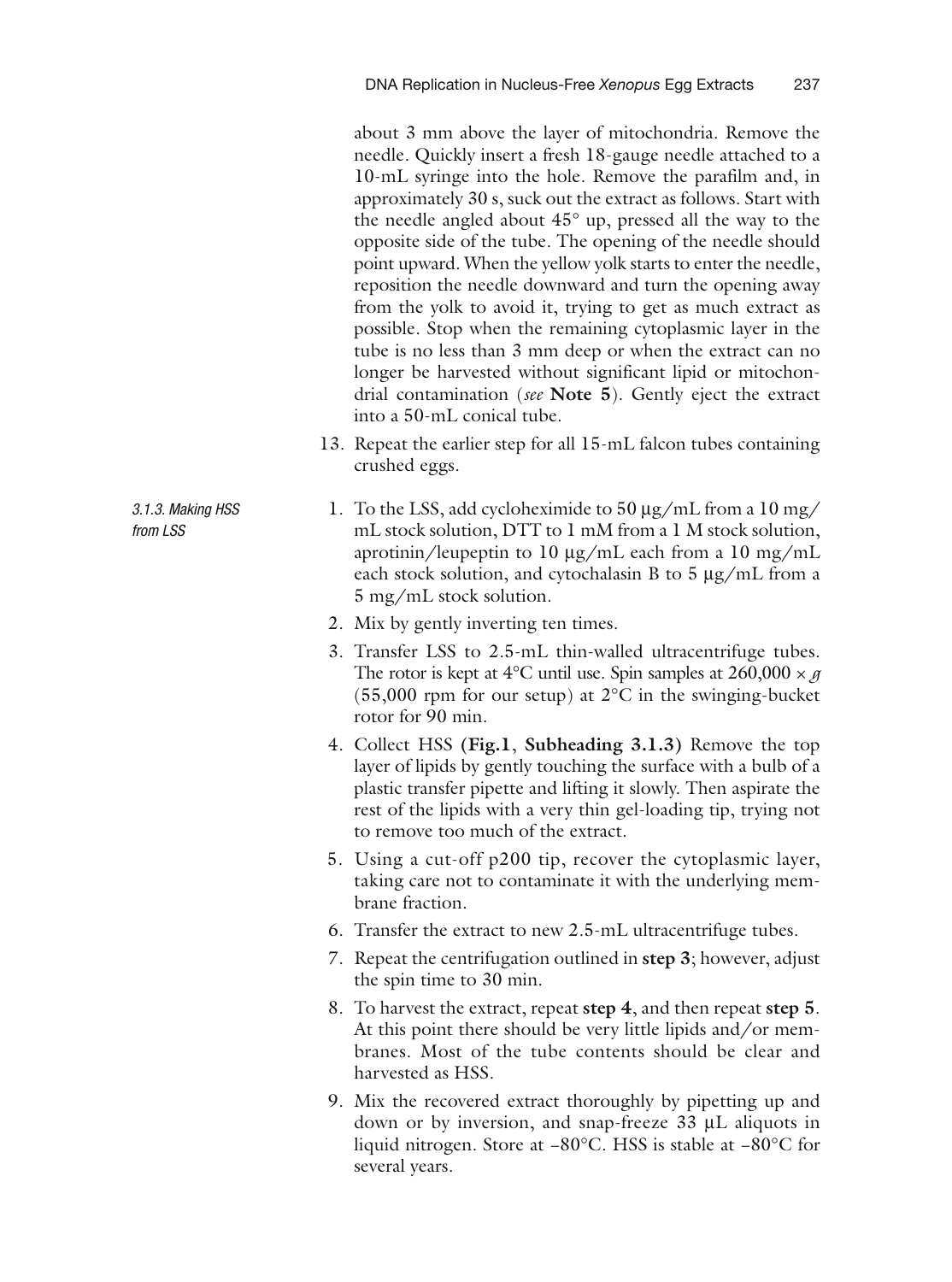about 3 mm above the layer of mitochondria. Remove the needle. Quickly insert a fresh 18-gauge needle attached to a 10-mL syringe into the hole. Remove the parafilm and, in approximately 30 s, suck out the extract as follows. Start with the needle angled about 45° up, pressed all the way to the opposite side of the tube. The opening of the needle should point upward. When the yellow yolk starts to enter the needle, reposition the needle downward and turn the opening away from the yolk to avoid it, trying to get as much extract as possible. Stop when the remaining cytoplasmic layer in the tube is no less than 3 mm deep or when the extract can no longer be harvested without significant lipid or mitochondrial contamination (*see* **Note 5**). Gently eject the extract into a 50-mL conical tube.

13. Repeat the earlier step for all 15-mL falcon tubes containing crushed eggs.

#### 3.1.3. Making HSS from LSS

1. To the LSS, add cycloheximide to 50 μg/mL from a 10 mg/mL stock solution, DTT to 1 mM from a 1 M stock solution, aprotinin/leupeptin to 10 μg/mL each from a 10 mg/mL each stock solution, and cytochalasin B to 5 μg/mL from a 5 mg/mL stock solution.
2. Mix by gently inverting ten times.
3. Transfer LSS to 2.5-mL thin-walled ultracentrifuge tubes. The rotor is kept at 4°C until use. Spin samples at 260,000 × *g* (55,000 rpm for our setup) at 2°C in the swinging-bucket rotor for 90 min.
4. Collect HSS **(Fig.1**, **Subheading 3.1.3)** Remove the top layer of lipids by gently touching the surface with a bulb of a plastic transfer pipette and lifting it slowly. Then aspirate the rest of the lipids with a very thin gel-loading tip, trying not to remove too much of the extract.
5. Using a cut-off p200 tip, recover the cytoplasmic layer, taking care not to contaminate it with the underlying membrane fraction.
6. Transfer the extract to new 2.5-mL ultracentrifuge tubes.
7. Repeat the centrifugation outlined in **step 3**; however, adjust the spin time to 30 min.
8. To harvest the extract, repeat **step 4**, and then repeat **step 5**. At this point there should be very little lipids and/or membranes. Most of the tube contents should be clear and harvested as HSS.
9. Mix the recovered extract thoroughly by pipetting up and down or by inversion, and snap-freeze 33 μL aliquots in liquid nitrogen. Store at –80°C. HSS is stable at –80°C for several years.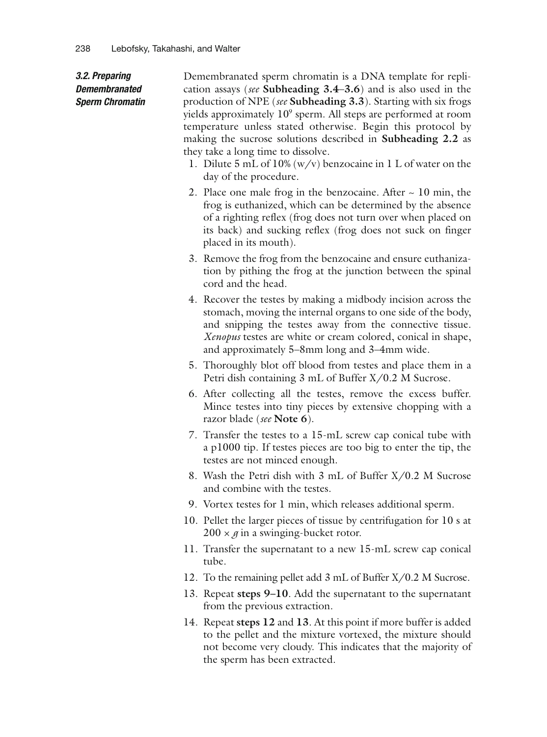### 3.2. Preparing Demembranated Sperm Chromatin

Demembranated sperm chromatin is a DNA template for replication assays (*see* **Subheading 3.4–3.6**) and is also used in the production of NPE (*see* **Subheading 3.3**). Starting with six frogs yields approximately $10^9$ sperm. All steps are performed at room temperature unless stated otherwise. Begin this protocol by making the sucrose solutions described in **Subheading 2.2** as they take a long time to dissolve.

1. Dilute 5 mL of 10% (w/v) benzocaine in 1 L of water on the day of the procedure.
2. Place one male frog in the benzocaine. After ~ 10 min, the frog is euthanized, which can be determined by the absence of a righting reflex (frog does not turn over when placed on its back) and sucking reflex (frog does not suck on finger placed in its mouth).
3. Remove the frog from the benzocaine and ensure euthanization by pithing the frog at the junction between the spinal cord and the head.
4. Recover the testes by making a midbody incision across the stomach, moving the internal organs to one side of the body, and snipping the testes away from the connective tissue. *Xenopus* testes are white or cream colored, conical in shape, and approximately 5–8mm long and 3–4mm wide.
5. Thoroughly blot off blood from testes and place them in a Petri dish containing 3 mL of Buffer X/0.2 M Sucrose.
6. After collecting all the testes, remove the excess buffer. Mince testes into tiny pieces by extensive chopping with a razor blade (*see* **Note 6**).
7. Transfer the testes to a 15-mL screw cap conical tube with a p1000 tip. If testes pieces are too big to enter the tip, the testes are not minced enough.
8. Wash the Petri dish with 3 mL of Buffer X/0.2 M Sucrose and combine with the testes.
9. Vortex testes for 1 min, which releases additional sperm.
10. Pellet the larger pieces of tissue by centrifugation for 10 s at $200 \times g$ in a swinging-bucket rotor.
11. Transfer the supernatant to a new 15-mL screw cap conical tube.
12. To the remaining pellet add 3 mL of Buffer X/0.2 M Sucrose.
13. Repeat **steps 9–10**. Add the supernatant to the supernatant from the previous extraction.
14. Repeat **steps 12** and **13**. At this point if more buffer is added to the pellet and the mixture vortexed, the mixture should not become very cloudy. This indicates that the majority of the sperm has been extracted.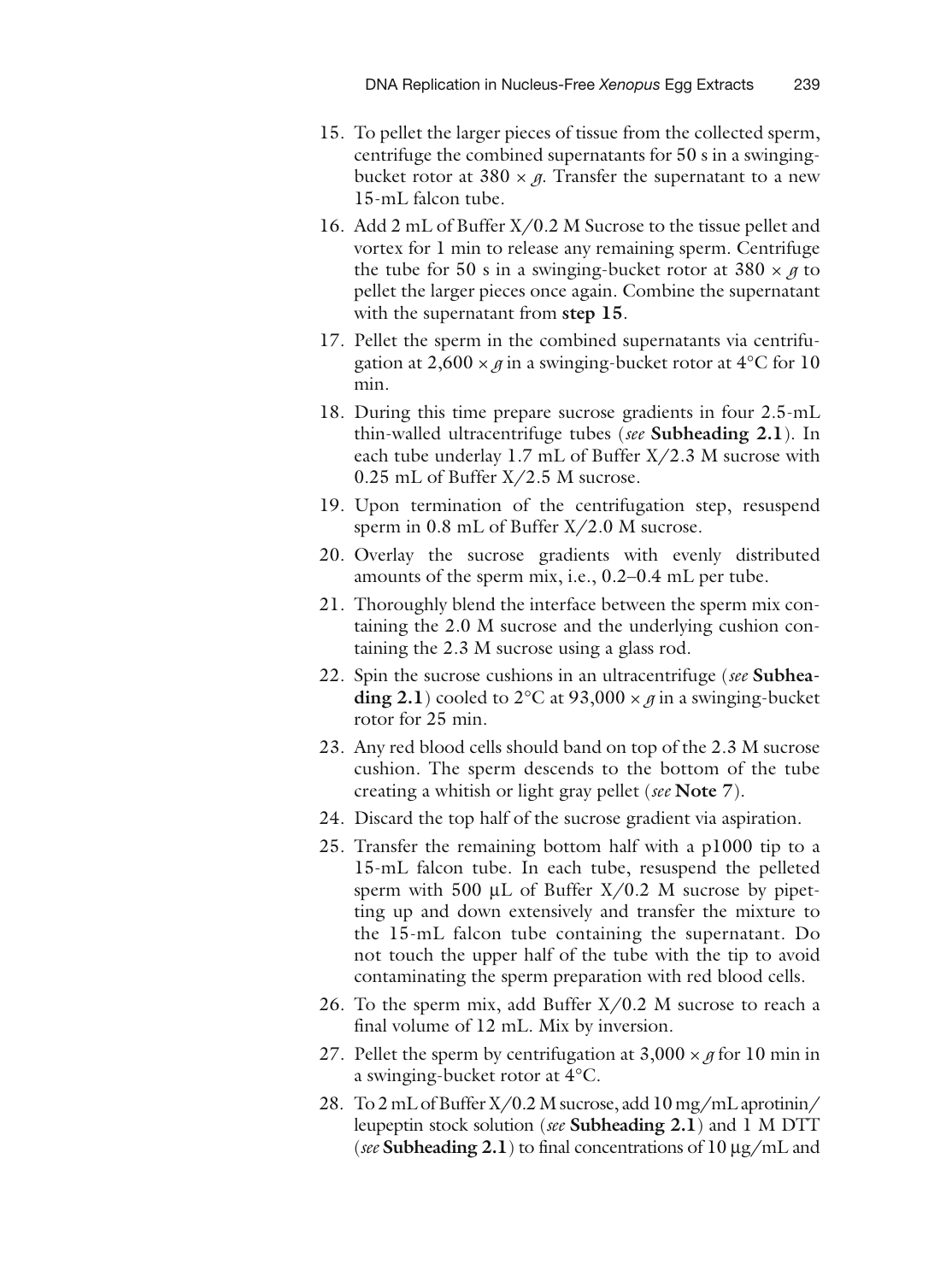15. To pellet the larger pieces of tissue from the collected sperm, centrifuge the combined supernatants for 50 s in a swinging-bucket rotor at $380 \times g$. Transfer the supernatant to a new 15-mL falcon tube.

16. Add 2 mL of Buffer X/0.2 M Sucrose to the tissue pellet and vortex for 1 min to release any remaining sperm. Centrifuge the tube for 50 s in a swinging-bucket rotor at $380 \times g$ to pellet the larger pieces once again. Combine the supernatant with the supernatant from **step 15**.

17. Pellet the sperm in the combined supernatants via centrifugation at $2,600 \times g$ in a swinging-bucket rotor at 4°C for 10 min.

18. During this time prepare sucrose gradients in four 2.5-mL thin-walled ultracentrifuge tubes (*see* **Subheading 2.1**). In each tube underlay 1.7 mL of Buffer X/2.3 M sucrose with 0.25 mL of Buffer X/2.5 M sucrose.

19. Upon termination of the centrifugation step, resuspend sperm in 0.8 mL of Buffer X/2.0 M sucrose.

20. Overlay the sucrose gradients with evenly distributed amounts of the sperm mix, i.e., 0.2–0.4 mL per tube.

21. Thoroughly blend the interface between the sperm mix containing the 2.0 M sucrose and the underlying cushion containing the 2.3 M sucrose using a glass rod.

22. Spin the sucrose cushions in an ultracentrifuge (*see* **Subheading 2.1**) cooled to 2°C at $93,000 \times g$ in a swinging-bucket rotor for 25 min.

23. Any red blood cells should band on top of the 2.3 M sucrose cushion. The sperm descends to the bottom of the tube creating a whitish or light gray pellet (*see* **Note 7**).

24. Discard the top half of the sucrose gradient via aspiration.

25. Transfer the remaining bottom half with a p1000 tip to a 15-mL falcon tube. In each tube, resuspend the pelleted sperm with 500 μL of Buffer X/0.2 M sucrose by pipetting up and down extensively and transfer the mixture to the 15-mL falcon tube containing the supernatant. Do not touch the upper half of the tube with the tip to avoid contaminating the sperm preparation with red blood cells.

26. To the sperm mix, add Buffer X/0.2 M sucrose to reach a final volume of 12 mL. Mix by inversion.

27. Pellet the sperm by centrifugation at $3,000 \times g$ for 10 min in a swinging-bucket rotor at 4°C.

28. To 2 mL of Buffer X/0.2 M sucrose, add 10 mg/mL aprotinin/leupeptin stock solution (*see* **Subheading 2.1**) and 1 M DTT (*see* **Subheading 2.1**) to final concentrations of 10 μg/mL and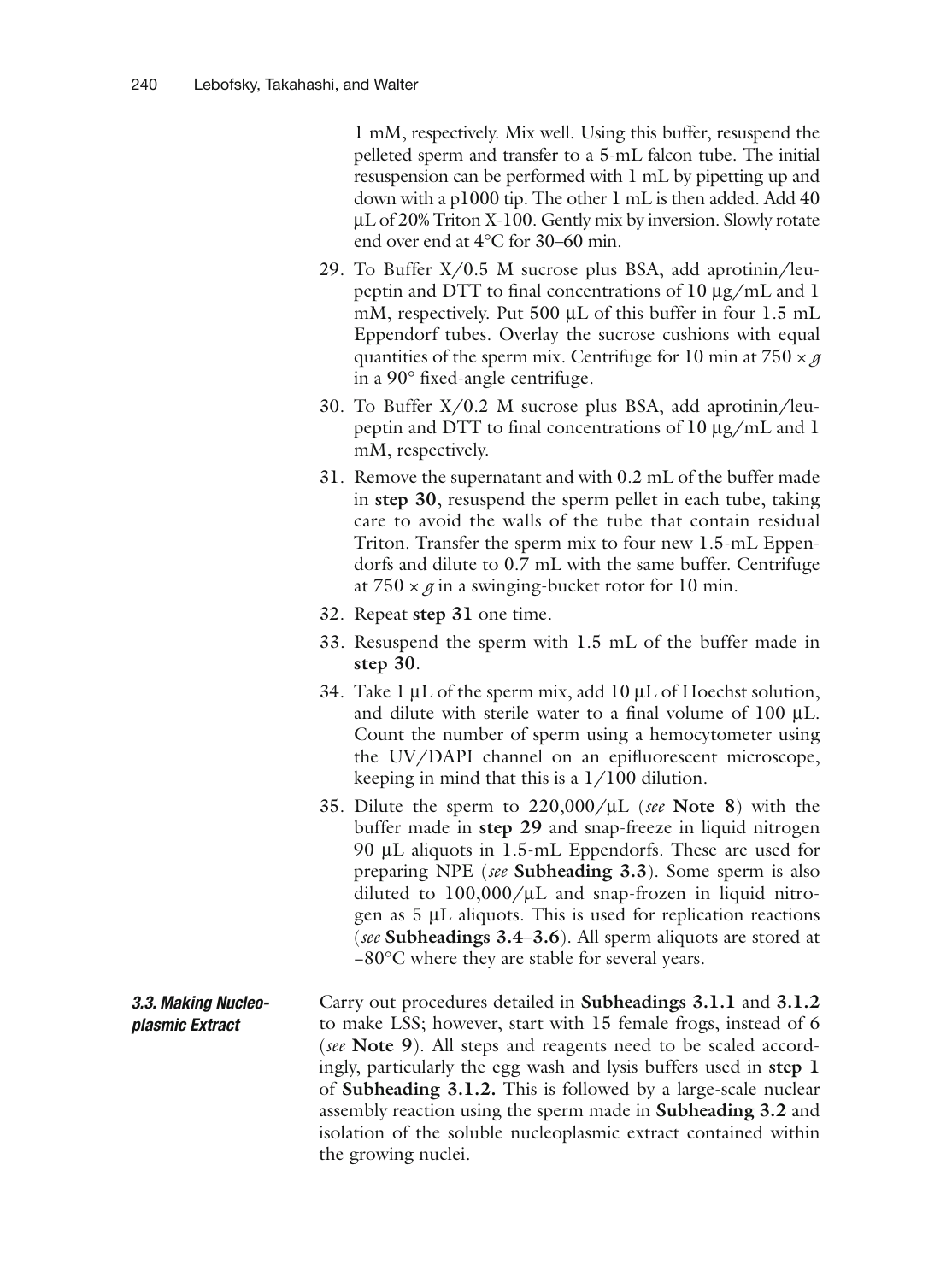1 mM, respectively. Mix well. Using this buffer, resuspend the pelleted sperm and transfer to a 5-mL falcon tube. The initial resuspension can be performed with 1 mL by pipetting up and down with a p1000 tip. The other 1 mL is then added. Add 40 μL of 20% Triton X-100. Gently mix by inversion. Slowly rotate end over end at 4°C for 30–60 min.

29. To Buffer X/0.5 M sucrose plus BSA, add aprotinin/leupeptin and DTT to final concentrations of 10 μg/mL and 1 mM, respectively. Put 500 μL of this buffer in four 1.5 mL Eppendorf tubes. Overlay the sucrose cushions with equal quantities of the sperm mix. Centrifuge for 10 min at 750 × *g* in a 90° fixed-angle centrifuge.
30. To Buffer X/0.2 M sucrose plus BSA, add aprotinin/leupeptin and DTT to final concentrations of 10 μg/mL and 1 mM, respectively.
31. Remove the supernatant and with 0.2 mL of the buffer made in **step 30**, resuspend the sperm pellet in each tube, taking care to avoid the walls of the tube that contain residual Triton. Transfer the sperm mix to four new 1.5-mL Eppendorfs and dilute to 0.7 mL with the same buffer. Centrifuge at 750 × *g* in a swinging-bucket rotor for 10 min.
32. Repeat **step 31** one time.
33. Resuspend the sperm with 1.5 mL of the buffer made in **step 30**.
34. Take 1 μL of the sperm mix, add 10 μL of Hoechst solution, and dilute with sterile water to a final volume of 100 μL. Count the number of sperm using a hemocytometer using the UV/DAPI channel on an epifluorescent microscope, keeping in mind that this is a 1/100 dilution.
35. Dilute the sperm to 220,000/μL (*see* **Note 8**) with the buffer made in **step 29** and snap-freeze in liquid nitrogen 90 μL aliquots in 1.5-mL Eppendorfs. These are used for preparing NPE (*see* **Subheading 3.3**). Some sperm is also diluted to 100,000/μL and snap-frozen in liquid nitrogen as 5 μL aliquots. This is used for replication reactions (*see* **Subheadings 3.4–3.6**). All sperm aliquots are stored at −80°C where they are stable for several years.

### 3.3. Making Nucleoplasmic Extract

Carry out procedures detailed in **Subheadings 3.1.1** and **3.1.2** to make LSS; however, start with 15 female frogs, instead of 6 (*see* **Note 9**). All steps and reagents need to be scaled accordingly, particularly the egg wash and lysis buffers used in **step 1** of **Subheading 3.1.2.** This is followed by a large-scale nuclear assembly reaction using the sperm made in **Subheading 3.2** and isolation of the soluble nucleoplasmic extract contained within the growing nuclei.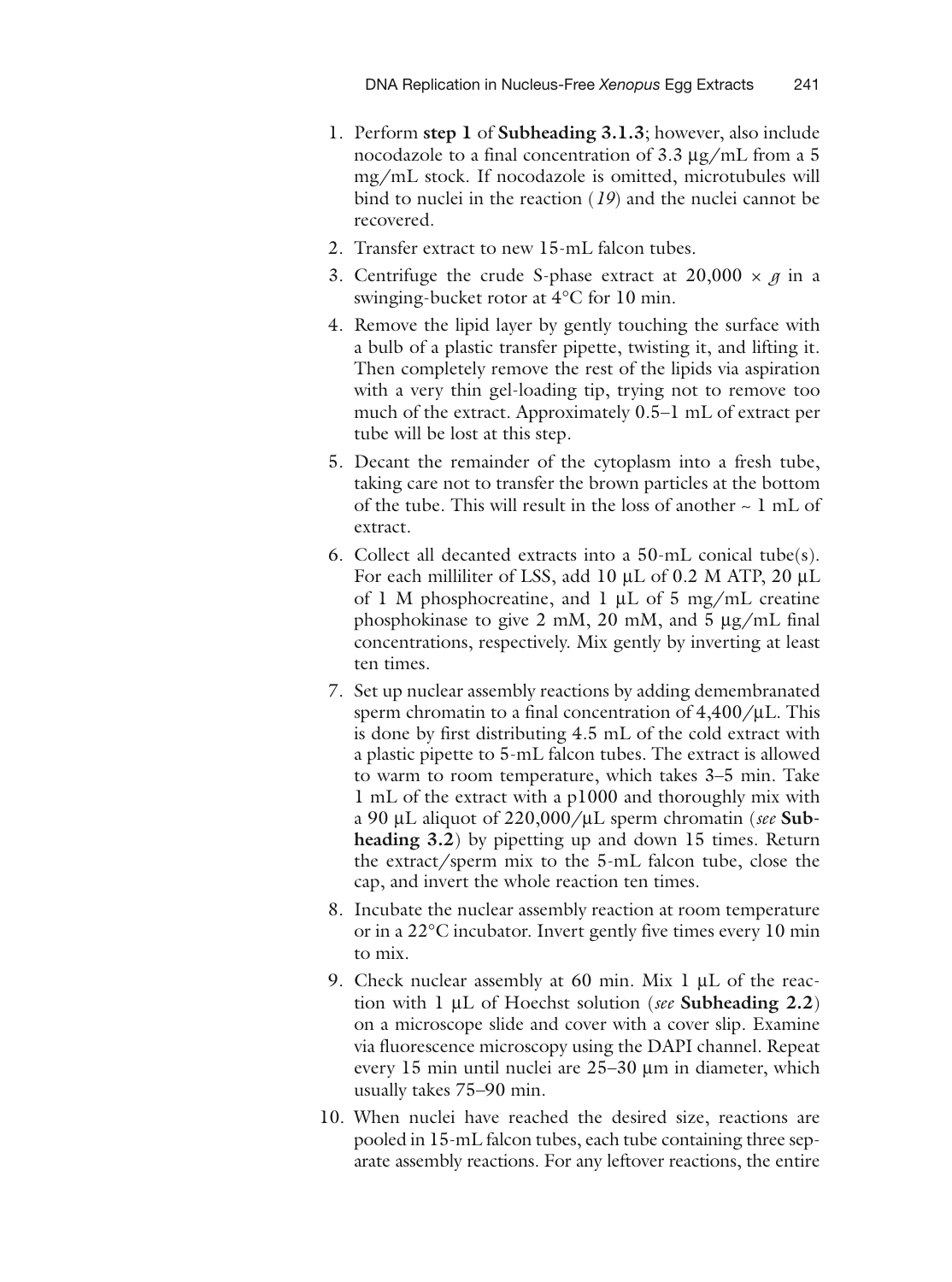1. Perform **step 1** of **Subheading 3.1.3**; however, also include nocodazole to a final concentration of 3.3 μg/mL from a 5 mg/mL stock. If nocodazole is omitted, microtubules will bind to nuclei in the reaction (*19*) and the nuclei cannot be recovered.
2. Transfer extract to new 15-mL falcon tubes.
3. Centrifuge the crude S-phase extract at 20,000 × *g* in a swinging-bucket rotor at 4°C for 10 min.
4. Remove the lipid layer by gently touching the surface with a bulb of a plastic transfer pipette, twisting it, and lifting it. Then completely remove the rest of the lipids via aspiration with a very thin gel-loading tip, trying not to remove too much of the extract. Approximately 0.5–1 mL of extract per tube will be lost at this step.
5. Decant the remainder of the cytoplasm into a fresh tube, taking care not to transfer the brown particles at the bottom of the tube. This will result in the loss of another ~ 1 mL of extract.
6. Collect all decanted extracts into a 50-mL conical tube(s). For each milliliter of LSS, add 10 μL of 0.2 M ATP, 20 μL of 1 M phosphocreatine, and 1 μL of 5 mg/mL creatine phosphokinase to give 2 mM, 20 mM, and 5 μg/mL final concentrations, respectively. Mix gently by inverting at least ten times.
7. Set up nuclear assembly reactions by adding demembranated sperm chromatin to a final concentration of 4,400/μL. This is done by first distributing 4.5 mL of the cold extract with a plastic pipette to 5-mL falcon tubes. The extract is allowed to warm to room temperature, which takes 3–5 min. Take 1 mL of the extract with a p1000 and thoroughly mix with a 90 μL aliquot of 220,000/μL sperm chromatin (*see* **Subheading 3.2**) by pipetting up and down 15 times. Return the extract/sperm mix to the 5-mL falcon tube, close the cap, and invert the whole reaction ten times.
8. Incubate the nuclear assembly reaction at room temperature or in a 22°C incubator. Invert gently five times every 10 min to mix.
9. Check nuclear assembly at 60 min. Mix 1 μL of the reaction with 1 μL of Hoechst solution (*see* **Subheading 2.2**) on a microscope slide and cover with a cover slip. Examine via fluorescence microscopy using the DAPI channel. Repeat every 15 min until nuclei are 25–30 μm in diameter, which usually takes 75–90 min.
10. When nuclei have reached the desired size, reactions are pooled in 15-mL falcon tubes, each tube containing three separate assembly reactions. For any leftover reactions, the entire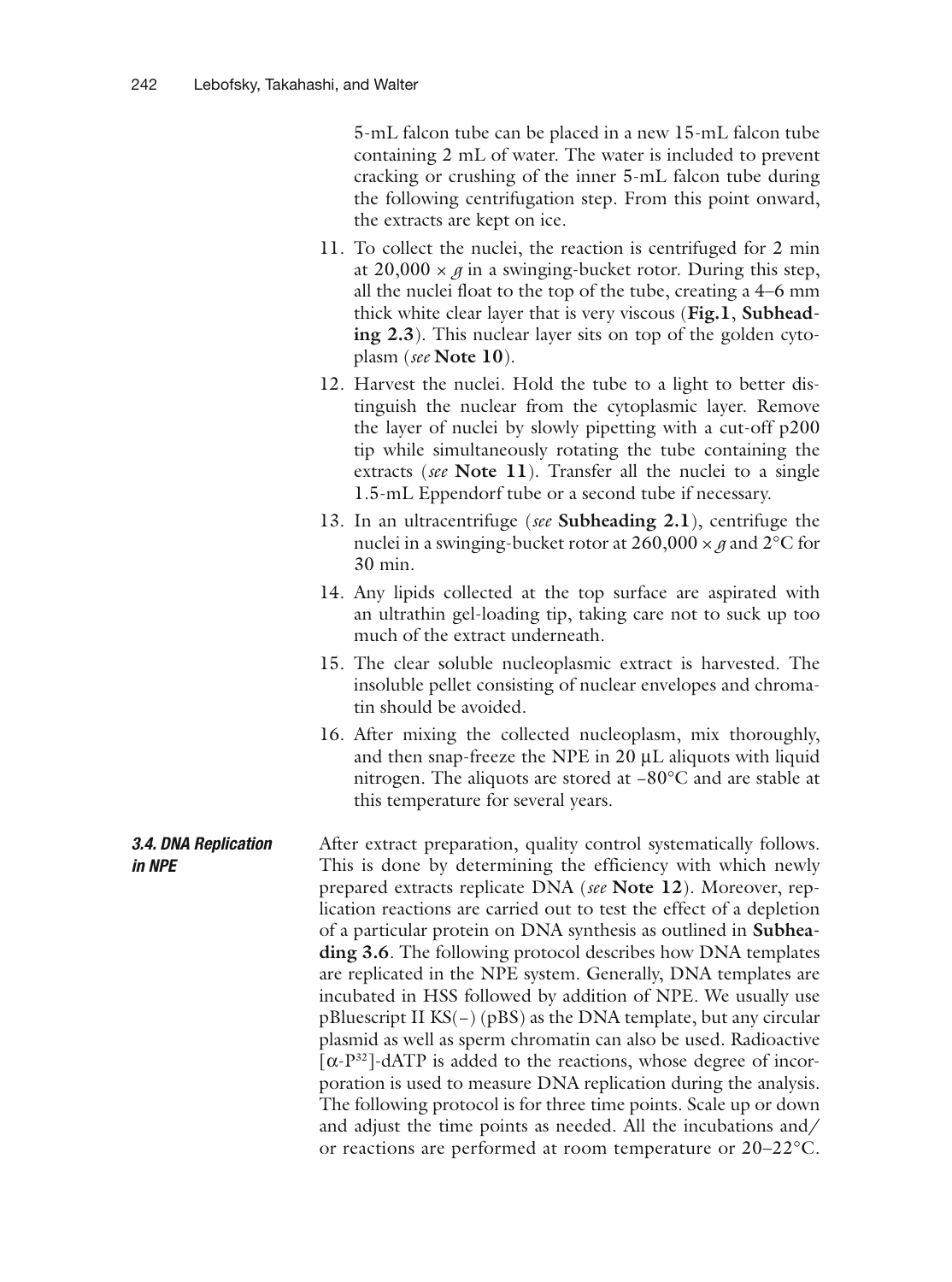5-mL falcon tube can be placed in a new 15-mL falcon tube containing 2 mL of water. The water is included to prevent cracking or crushing of the inner 5-mL falcon tube during the following centrifugation step. From this point onward, the extracts are kept on ice.

11. To collect the nuclei, the reaction is centrifuged for 2 min at $20,000 \times g$ in a swinging-bucket rotor. During this step, all the nuclei float to the top of the tube, creating a 4–6 mm thick white clear layer that is very viscous (**Fig.1**, **Subheading 2.3**). This nuclear layer sits on top of the golden cytoplasm (*see* **Note 10**).
12. Harvest the nuclei. Hold the tube to a light to better distinguish the nuclear from the cytoplasmic layer. Remove the layer of nuclei by slowly pipetting with a cut-off p200 tip while simultaneously rotating the tube containing the extracts (*see* **Note 11**). Transfer all the nuclei to a single 1.5-mL Eppendorf tube or a second tube if necessary.
13. In an ultracentrifuge (*see* **Subheading 2.1**), centrifuge the nuclei in a swinging-bucket rotor at $260,000 \times g$ and 2°C for 30 min.
14. Any lipids collected at the top surface are aspirated with an ultrathin gel-loading tip, taking care not to suck up too much of the extract underneath.
15. The clear soluble nucleoplasmic extract is harvested. The insoluble pellet consisting of nuclear envelopes and chromatin should be avoided.
16. After mixing the collected nucleoplasm, mix thoroughly, and then snap-freeze the NPE in 20 μL aliquots with liquid nitrogen. The aliquots are stored at –80°C and are stable at this temperature for several years.

### 3.4. DNA Replication in NPE

After extract preparation, quality control systematically follows. This is done by determining the efficiency with which newly prepared extracts replicate DNA (*see* **Note 12**). Moreover, replication reactions are carried out to test the effect of a depletion of a particular protein on DNA synthesis as outlined in **Subheading 3.6**. The following protocol describes how DNA templates are replicated in the NPE system. Generally, DNA templates are incubated in HSS followed by addition of NPE. We usually use pBluescript II KS(–) (pBS) as the DNA template, but any circular plasmid as well as sperm chromatin can also be used. Radioactive [$\alpha$-$P^{32}$]-dATP is added to the reactions, whose degree of incorporation is used to measure DNA replication during the analysis. The following protocol is for three time points. Scale up or down and adjust the time points as needed. All the incubations and/or reactions are performed at room temperature or 20–22°C.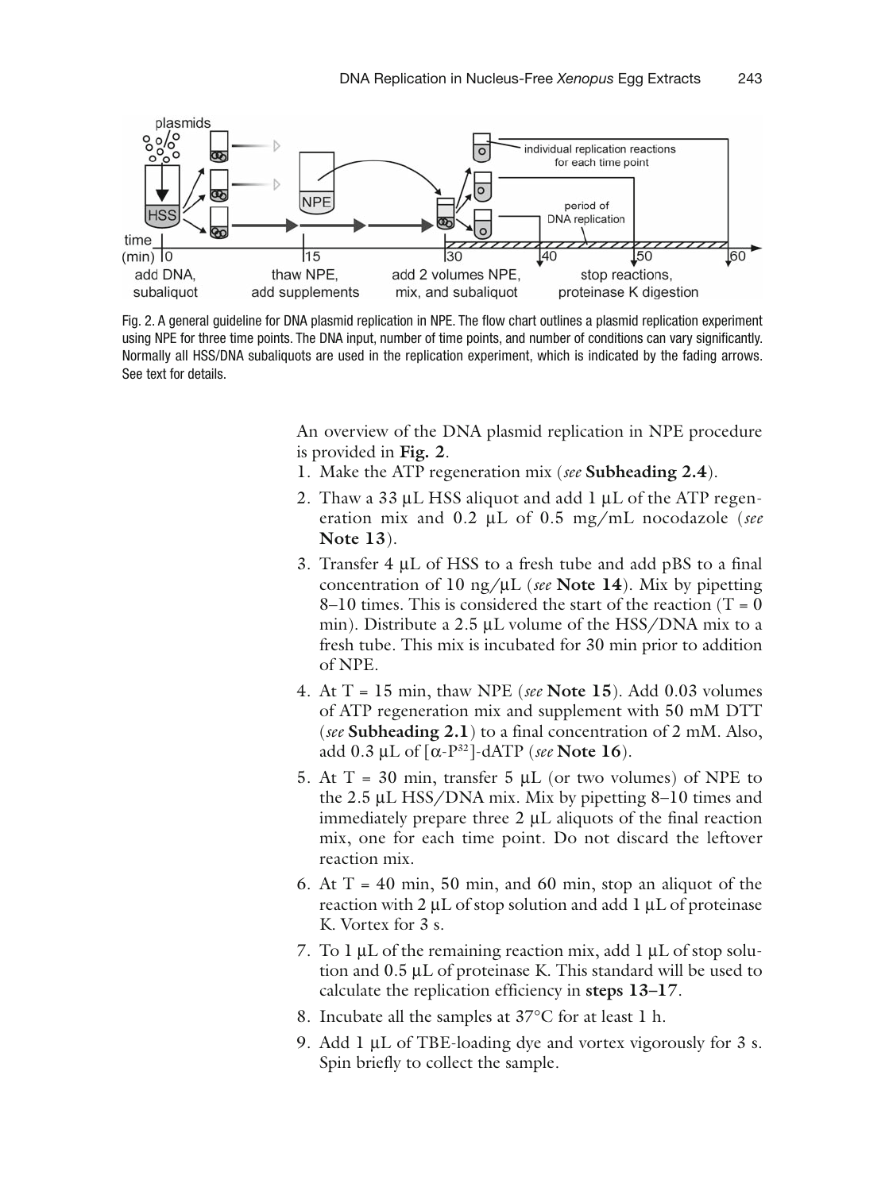Fig. 2. A general guideline for DNA plasmid replication in NPE. The flow chart outlines a plasmid replication experiment using NPE for three time points. The DNA input, number of time points, and number of conditions can vary significantly. Normally all HSS/DNA subaliquots are used in the replication experiment, which is indicated by the fading arrows. See text for details.

An overview of the DNA plasmid replication in NPE procedure is provided in **Fig. 2**.

1. Make the ATP regeneration mix (*see* **Subheading 2.4**).
2. Thaw a 33 μL HSS aliquot and add 1 μL of the ATP regeneration mix and 0.2 μL of 0.5 mg/mL nocodazole (*see* **Note 13**).
3. Transfer 4 μL of HSS to a fresh tube and add pBS to a final concentration of 10 ng/μL (*see* **Note 14**). Mix by pipetting 8–10 times. This is considered the start of the reaction (T = 0 min). Distribute a 2.5 μL volume of the HSS/DNA mix to a fresh tube. This mix is incubated for 30 min prior to addition of NPE.
4. At T = 15 min, thaw NPE (*see* **Note 15**). Add 0.03 volumes of ATP regeneration mix and supplement with 50 mM DTT (*see* **Subheading 2.1**) to a final concentration of 2 mM. Also, add 0.3 μL of [$\alpha$-$P^{32}$]-dATP (*see* **Note 16**).
5. At T = 30 min, transfer 5 μL (or two volumes) of NPE to the 2.5 μL HSS/DNA mix. Mix by pipetting 8–10 times and immediately prepare three 2 μL aliquots of the final reaction mix, one for each time point. Do not discard the leftover reaction mix.
6. At T = 40 min, 50 min, and 60 min, stop an aliquot of the reaction with 2 μL of stop solution and add 1 μL of proteinase K. Vortex for 3 s.
7. To 1 μL of the remaining reaction mix, add 1 μL of stop solution and 0.5 μL of proteinase K. This standard will be used to calculate the replication efficiency in **steps 13–17**.
8. Incubate all the samples at 37°C for at least 1 h.
9. Add 1 μL of TBE-loading dye and vortex vigorously for 3 s. Spin briefly to collect the sample.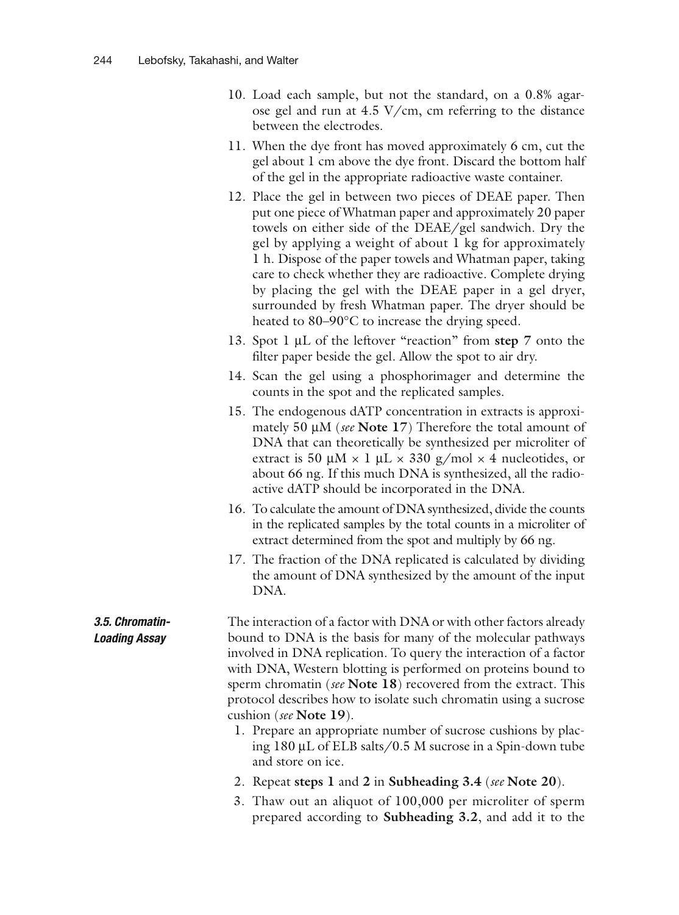10. Load each sample, but not the standard, on a 0.8% agarose gel and run at 4.5 V/cm, cm referring to the distance between the electrodes.

11. When the dye front has moved approximately 6 cm, cut the gel about 1 cm above the dye front. Discard the bottom half of the gel in the appropriate radioactive waste container.

12. Place the gel in between two pieces of DEAE paper. Then put one piece of Whatman paper and approximately 20 paper towels on either side of the DEAE/gel sandwich. Dry the gel by applying a weight of about 1 kg for approximately 1 h. Dispose of the paper towels and Whatman paper, taking care to check whether they are radioactive. Complete drying by placing the gel with the DEAE paper in a gel dryer, surrounded by fresh Whatman paper. The dryer should be heated to 80–90°C to increase the drying speed.

13. Spot 1 μL of the leftover "reaction" from **step 7** onto the filter paper beside the gel. Allow the spot to air dry.

14. Scan the gel using a phosphorimager and determine the counts in the spot and the replicated samples.

15. The endogenous dATP concentration in extracts is approximately 50 μM (*see* **Note 17**) Therefore the total amount of DNA that can theoretically be synthesized per microliter of extract is 50 μM × 1 μL × 330 g/mol × 4 nucleotides, or about 66 ng. If this much DNA is synthesized, all the radioactive dATP should be incorporated in the DNA.

16. To calculate the amount of DNA synthesized, divide the counts in the replicated samples by the total counts in a microliter of extract determined from the spot and multiply by 66 ng.

17. The fraction of the DNA replicated is calculated by dividing the amount of DNA synthesized by the amount of the input DNA.

### *3.5. Chromatin-Loading Assay*

The interaction of a factor with DNA or with other factors already bound to DNA is the basis for many of the molecular pathways involved in DNA replication. To query the interaction of a factor with DNA, Western blotting is performed on proteins bound to sperm chromatin (*see* **Note 18**) recovered from the extract. This protocol describes how to isolate such chromatin using a sucrose cushion (*see* **Note 19**).

1. Prepare an appropriate number of sucrose cushions by placing 180 μL of ELB salts/0.5 M sucrose in a Spin-down tube and store on ice.

2. Repeat **steps 1** and **2** in **Subheading 3.4** (*see* **Note 20**).

3. Thaw out an aliquot of 100,000 per microliter of sperm prepared according to **Subheading 3.2**, and add it to the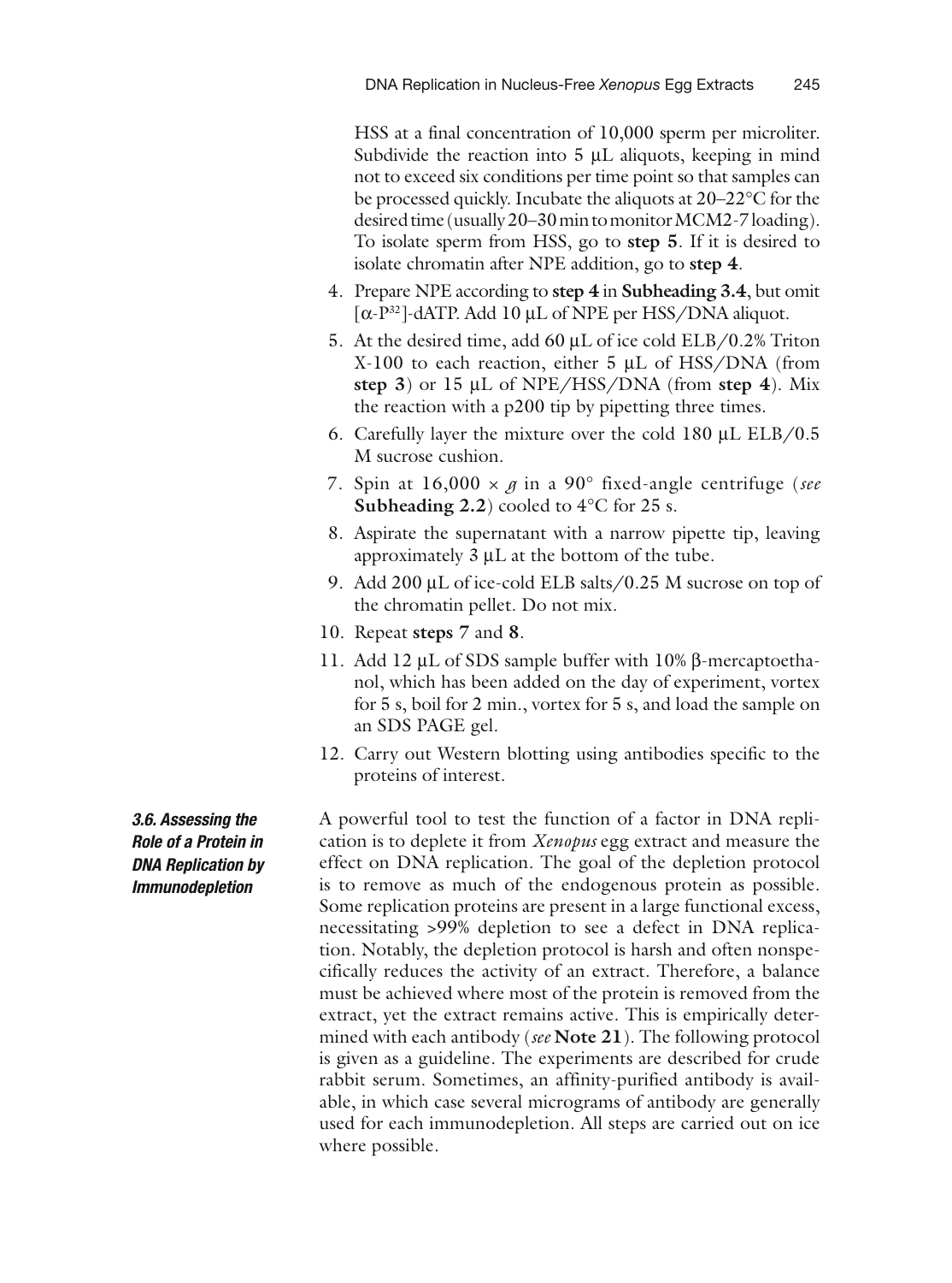HSS at a final concentration of 10,000 sperm per microliter. Subdivide the reaction into 5 μL aliquots, keeping in mind not to exceed six conditions per time point so that samples can be processed quickly. Incubate the aliquots at 20–22°C for the desired time (usually 20–30 min to monitor MCM2-7 loading). To isolate sperm from HSS, go to **step 5**. If it is desired to isolate chromatin after NPE addition, go to **step 4**.

4. Prepare NPE according to **step 4** in **Subheading 3.4**, but omit [α-$P^{32}$]-dATP. Add 10 μL of NPE per HSS/DNA aliquot.
5. At the desired time, add 60 μL of ice cold ELB/0.2% Triton X-100 to each reaction, either 5 μL of HSS/DNA (from **step 3**) or 15 μL of NPE/HSS/DNA (from **step 4**). Mix the reaction with a p200 tip by pipetting three times.
6. Carefully layer the mixture over the cold 180 μL ELB/0.5 M sucrose cushion.
7. Spin at 16,000 × *g* in a 90° fixed-angle centrifuge (*see* **Subheading 2.2**) cooled to 4°C for 25 s.
8. Aspirate the supernatant with a narrow pipette tip, leaving approximately 3 μL at the bottom of the tube.
9. Add 200 μL of ice-cold ELB salts/0.25 M sucrose on top of the chromatin pellet. Do not mix.
10. Repeat **steps 7** and **8**.
11. Add 12 μL of SDS sample buffer with 10% β-mercaptoethanol, which has been added on the day of experiment, vortex for 5 s, boil for 2 min., vortex for 5 s, and load the sample on an SDS PAGE gel.
12. Carry out Western blotting using antibodies specific to the proteins of interest.

### 3.6. Assessing the Role of a Protein in DNA Replication by Immunodepletion

A powerful tool to test the function of a factor in DNA replication is to deplete it from *Xenopus* egg extract and measure the effect on DNA replication. The goal of the depletion protocol is to remove as much of the endogenous protein as possible. Some replication proteins are present in a large functional excess, necessitating >99% depletion to see a defect in DNA replication. Notably, the depletion protocol is harsh and often nonspecifically reduces the activity of an extract. Therefore, a balance must be achieved where most of the protein is removed from the extract, yet the extract remains active. This is empirically determined with each antibody (*see* **Note 21**). The following protocol is given as a guideline. The experiments are described for crude rabbit serum. Sometimes, an affinity-purified antibody is available, in which case several micrograms of antibody are generally used for each immunodepletion. All steps are carried out on ice where possible.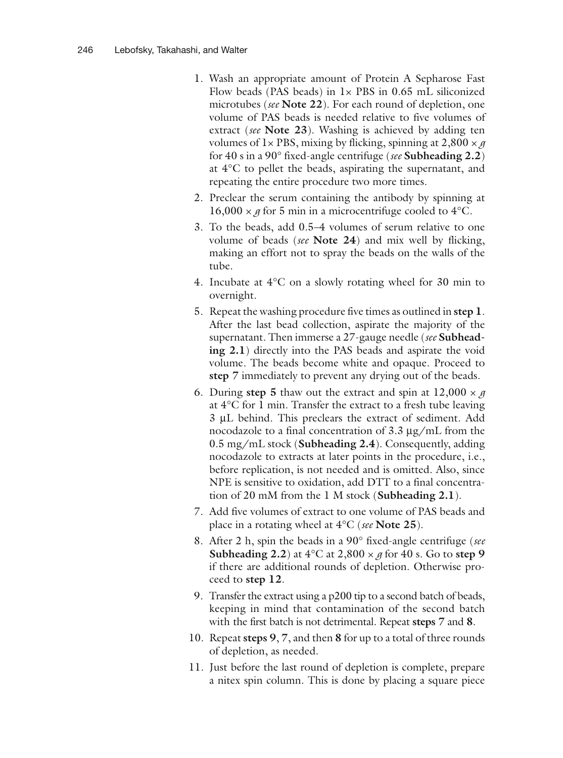1. Wash an appropriate amount of Protein A Sepharose Fast Flow beads (PAS beads) in 1× PBS in 0.65 mL siliconized microtubes (*see* **Note 22**). For each round of depletion, one volume of PAS beads is needed relative to five volumes of extract (*see* **Note 23**). Washing is achieved by adding ten volumes of 1× PBS, mixing by flicking, spinning at 2,800 × *g* for 40 s in a 90° fixed-angle centrifuge (*see* **Subheading 2.2**) at 4°C to pellet the beads, aspirating the supernatant, and repeating the entire procedure two more times.
2. Preclear the serum containing the antibody by spinning at 16,000 × *g* for 5 min in a microcentrifuge cooled to 4°C.
3. To the beads, add 0.5–4 volumes of serum relative to one volume of beads (*see* **Note 24**) and mix well by flicking, making an effort not to spray the beads on the walls of the tube.
4. Incubate at 4°C on a slowly rotating wheel for 30 min to overnight.
5. Repeat the washing procedure five times as outlined in **step 1**. After the last bead collection, aspirate the majority of the supernatant. Then immerse a 27-gauge needle (*see* **Subheading 2.1**) directly into the PAS beads and aspirate the void volume. The beads become white and opaque. Proceed to **step 7** immediately to prevent any drying out of the beads.
6. During **step 5** thaw out the extract and spin at 12,000 × *g* at 4°C for 1 min. Transfer the extract to a fresh tube leaving 3 μL behind. This preclears the extract of sediment. Add nocodazole to a final concentration of 3.3 μg/mL from the 0.5 mg/mL stock (**Subheading 2.4**). Consequently, adding nocodazole to extracts at later points in the procedure, i.e., before replication, is not needed and is omitted. Also, since NPE is sensitive to oxidation, add DTT to a final concentration of 20 mM from the 1 M stock (**Subheading 2.1**).
7. Add five volumes of extract to one volume of PAS beads and place in a rotating wheel at 4°C (*see* **Note 25**).
8. After 2 h, spin the beads in a 90° fixed-angle centrifuge (*see* **Subheading 2.2**) at 4°C at 2,800 × *g* for 40 s. Go to **step 9** if there are additional rounds of depletion. Otherwise proceed to **step 12**.
9. Transfer the extract using a p200 tip to a second batch of beads, keeping in mind that contamination of the second batch with the first batch is not detrimental. Repeat **steps 7** and **8**.
10. Repeat **steps 9**, **7**, and then **8** for up to a total of three rounds of depletion, as needed.
11. Just before the last round of depletion is complete, prepare a nitex spin column. This is done by placing a square piece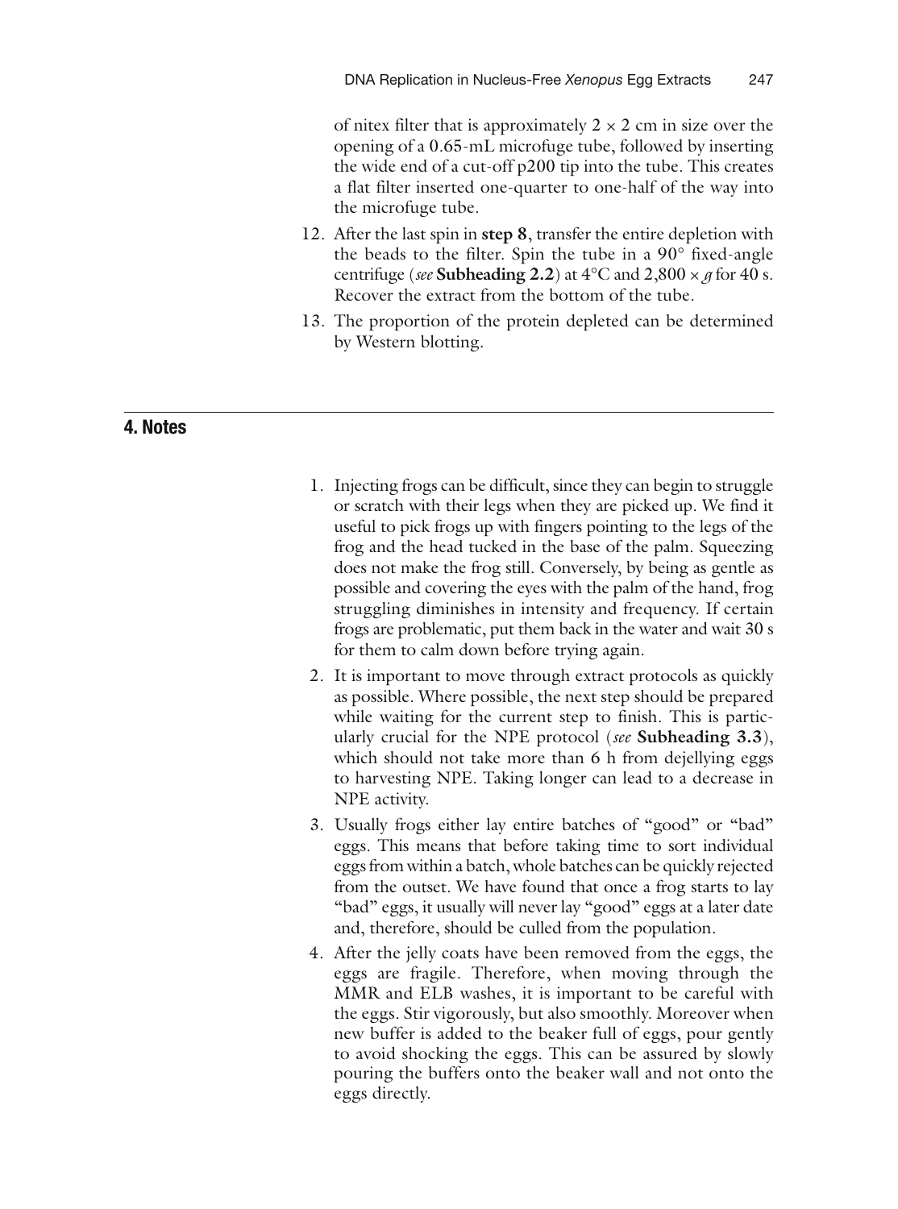of nitex filter that is approximately $2 \times 2$ cm in size over the opening of a 0.65-mL microfuge tube, followed by inserting the wide end of a cut-off p200 tip into the tube. This creates a flat filter inserted one-quarter to one-half of the way into the microfuge tube.

12. After the last spin in **step 8**, transfer the entire depletion with the beads to the filter. Spin the tube in a 90° fixed-angle centrifuge (*see* **Subheading 2.2**) at 4°C and $2,800 \times g$ for 40 s. Recover the extract from the bottom of the tube.
13. The proportion of the protein depleted can be determined by Western blotting.

## 4. Notes

1. Injecting frogs can be difficult, since they can begin to struggle or scratch with their legs when they are picked up. We find it useful to pick frogs up with fingers pointing to the legs of the frog and the head tucked in the base of the palm. Squeezing does not make the frog still. Conversely, by being as gentle as possible and covering the eyes with the palm of the hand, frog struggling diminishes in intensity and frequency. If certain frogs are problematic, put them back in the water and wait 30 s for them to calm down before trying again.
2. It is important to move through extract protocols as quickly as possible. Where possible, the next step should be prepared while waiting for the current step to finish. This is particularly crucial for the NPE protocol (*see* **Subheading 3.3**), which should not take more than 6 h from dejellying eggs to harvesting NPE. Taking longer can lead to a decrease in NPE activity.
3. Usually frogs either lay entire batches of "good" or "bad" eggs. This means that before taking time to sort individual eggs from within a batch, whole batches can be quickly rejected from the outset. We have found that once a frog starts to lay "bad" eggs, it usually will never lay "good" eggs at a later date and, therefore, should be culled from the population.
4. After the jelly coats have been removed from the eggs, the eggs are fragile. Therefore, when moving through the MMR and ELB washes, it is important to be careful with the eggs. Stir vigorously, but also smoothly. Moreover when new buffer is added to the beaker full of eggs, pour gently to avoid shocking the eggs. This can be assured by slowly pouring the buffers onto the beaker wall and not onto the eggs directly.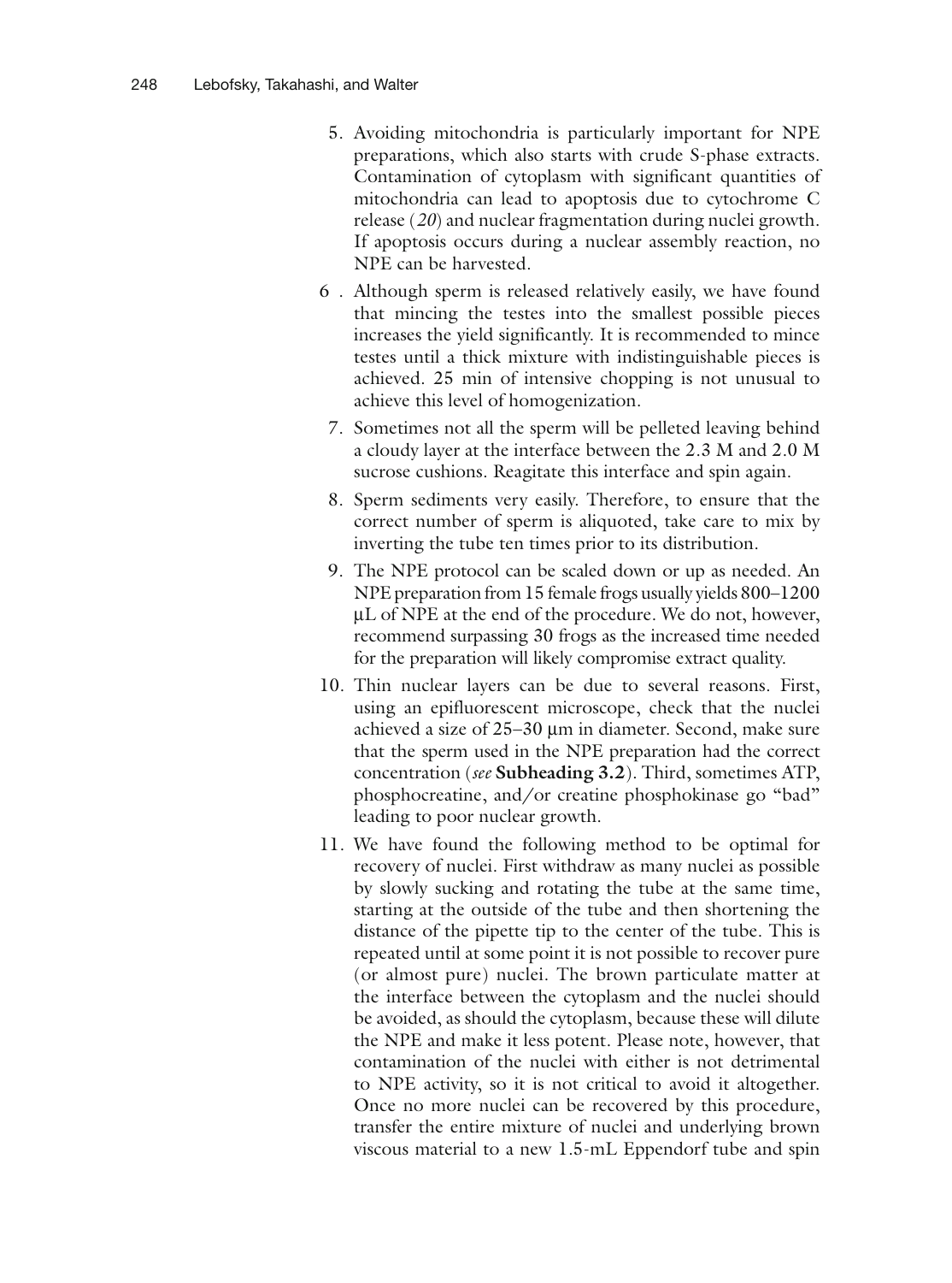5. Avoiding mitochondria is particularly important for NPE preparations, which also starts with crude S-phase extracts. Contamination of cytoplasm with significant quantities of mitochondria can lead to apoptosis due to cytochrome C release (*20*) and nuclear fragmentation during nuclei growth. If apoptosis occurs during a nuclear assembly reaction, no NPE can be harvested.

6. Although sperm is released relatively easily, we have found that mincing the testes into the smallest possible pieces increases the yield significantly. It is recommended to mince testes until a thick mixture with indistinguishable pieces is achieved. 25 min of intensive chopping is not unusual to achieve this level of homogenization.

7. Sometimes not all the sperm will be pelleted leaving behind a cloudy layer at the interface between the 2.3 M and 2.0 M sucrose cushions. Reagitate this interface and spin again.

8. Sperm sediments very easily. Therefore, to ensure that the correct number of sperm is aliquoted, take care to mix by inverting the tube ten times prior to its distribution.

9. The NPE protocol can be scaled down or up as needed. An NPE preparation from 15 female frogs usually yields 800–1200 μL of NPE at the end of the procedure. We do not, however, recommend surpassing 30 frogs as the increased time needed for the preparation will likely compromise extract quality.

10. Thin nuclear layers can be due to several reasons. First, using an epifluorescent microscope, check that the nuclei achieved a size of 25–30 μm in diameter. Second, make sure that the sperm used in the NPE preparation had the correct concentration (*see* **Subheading 3.2**). Third, sometimes ATP, phosphocreatine, and/or creatine phosphokinase go "bad" leading to poor nuclear growth.

11. We have found the following method to be optimal for recovery of nuclei. First withdraw as many nuclei as possible by slowly sucking and rotating the tube at the same time, starting at the outside of the tube and then shortening the distance of the pipette tip to the center of the tube. This is repeated until at some point it is not possible to recover pure (or almost pure) nuclei. The brown particulate matter at the interface between the cytoplasm and the nuclei should be avoided, as should the cytoplasm, because these will dilute the NPE and make it less potent. Please note, however, that contamination of the nuclei with either is not detrimental to NPE activity, so it is not critical to avoid it altogether. Once no more nuclei can be recovered by this procedure, transfer the entire mixture of nuclei and underlying brown viscous material to a new 1.5-mL Eppendorf tube and spin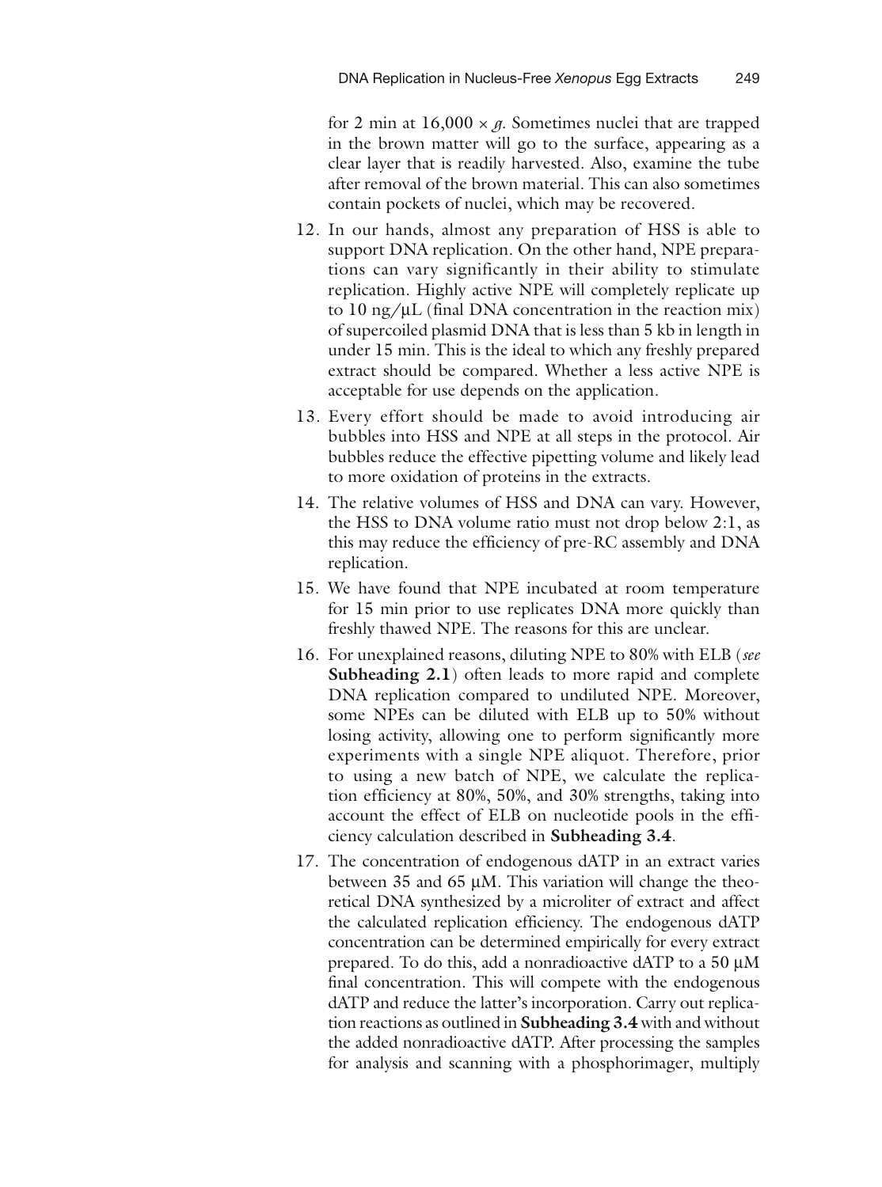for 2 min at $16,000 \times g$. Sometimes nuclei that are trapped in the brown matter will go to the surface, appearing as a clear layer that is readily harvested. Also, examine the tube after removal of the brown material. This can also sometimes contain pockets of nuclei, which may be recovered.

12. In our hands, almost any preparation of HSS is able to support DNA replication. On the other hand, NPE preparations can vary significantly in their ability to stimulate replication. Highly active NPE will completely replicate up to 10 ng/μL (final DNA concentration in the reaction mix) of supercoiled plasmid DNA that is less than 5 kb in length in under 15 min. This is the ideal to which any freshly prepared extract should be compared. Whether a less active NPE is acceptable for use depends on the application.
13. Every effort should be made to avoid introducing air bubbles into HSS and NPE at all steps in the protocol. Air bubbles reduce the effective pipetting volume and likely lead to more oxidation of proteins in the extracts.
14. The relative volumes of HSS and DNA can vary. However, the HSS to DNA volume ratio must not drop below 2:1, as this may reduce the efficiency of pre-RC assembly and DNA replication.
15. We have found that NPE incubated at room temperature for 15 min prior to use replicates DNA more quickly than freshly thawed NPE. The reasons for this are unclear.
16. For unexplained reasons, diluting NPE to 80% with ELB (*see* **Subheading 2.1**) often leads to more rapid and complete DNA replication compared to undiluted NPE. Moreover, some NPEs can be diluted with ELB up to 50% without losing activity, allowing one to perform significantly more experiments with a single NPE aliquot. Therefore, prior to using a new batch of NPE, we calculate the replication efficiency at 80%, 50%, and 30% strengths, taking into account the effect of ELB on nucleotide pools in the efficiency calculation described in **Subheading 3.4**.
17. The concentration of endogenous dATP in an extract varies between 35 and 65 μM. This variation will change the theoretical DNA synthesized by a microliter of extract and affect the calculated replication efficiency. The endogenous dATP concentration can be determined empirically for every extract prepared. To do this, add a nonradioactive dATP to a 50 μM final concentration. This will compete with the endogenous dATP and reduce the latter's incorporation. Carry out replication reactions as outlined in **Subheading 3.4** with and without the added nonradioactive dATP. After processing the samples for analysis and scanning with a phosphorimager, multiply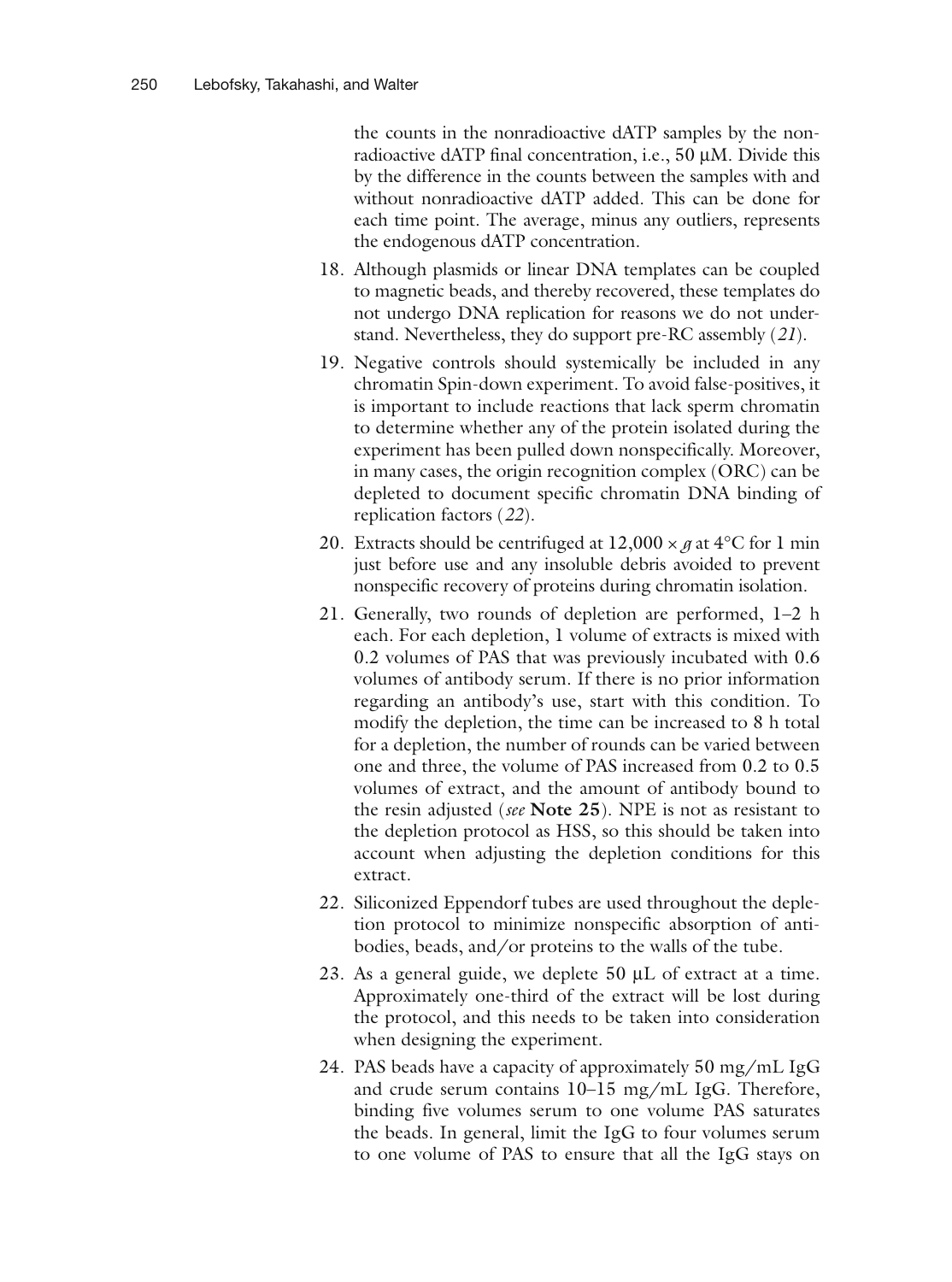the counts in the nonradioactive dATP samples by the nonradioactive dATP final concentration, i.e., 50 μM. Divide this by the difference in the counts between the samples with and without nonradioactive dATP added. This can be done for each time point. The average, minus any outliers, represents the endogenous dATP concentration.

18. Although plasmids or linear DNA templates can be coupled to magnetic beads, and thereby recovered, these templates do not undergo DNA replication for reasons we do not understand. Nevertheless, they do support pre-RC assembly (*21*).

19. Negative controls should systemically be included in any chromatin Spin-down experiment. To avoid false-positives, it is important to include reactions that lack sperm chromatin to determine whether any of the protein isolated during the experiment has been pulled down nonspecifically. Moreover, in many cases, the origin recognition complex (ORC) can be depleted to document specific chromatin DNA binding of replication factors (*22*).

20. Extracts should be centrifuged at $12{,}000 \times g$ at 4°C for 1 min just before use and any insoluble debris avoided to prevent nonspecific recovery of proteins during chromatin isolation.

21. Generally, two rounds of depletion are performed, 1–2 h each. For each depletion, 1 volume of extracts is mixed with 0.2 volumes of PAS that was previously incubated with 0.6 volumes of antibody serum. If there is no prior information regarding an antibody's use, start with this condition. To modify the depletion, the time can be increased to 8 h total for a depletion, the number of rounds can be varied between one and three, the volume of PAS increased from 0.2 to 0.5 volumes of extract, and the amount of antibody bound to the resin adjusted (*see* **Note 25**). NPE is not as resistant to the depletion protocol as HSS, so this should be taken into account when adjusting the depletion conditions for this extract.

22. Siliconized Eppendorf tubes are used throughout the depletion protocol to minimize nonspecific absorption of antibodies, beads, and/or proteins to the walls of the tube.

23. As a general guide, we deplete 50 μL of extract at a time. Approximately one-third of the extract will be lost during the protocol, and this needs to be taken into consideration when designing the experiment.

24. PAS beads have a capacity of approximately 50 mg/mL IgG and crude serum contains 10–15 mg/mL IgG. Therefore, binding five volumes serum to one volume PAS saturates the beads. In general, limit the IgG to four volumes serum to one volume of PAS to ensure that all the IgG stays on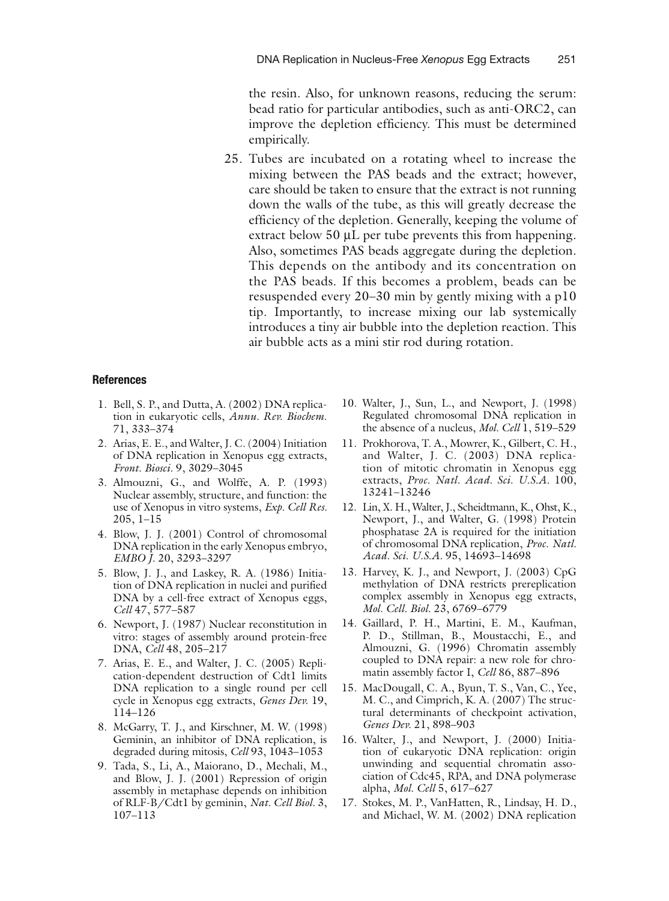the resin. Also, for unknown reasons, reducing the serum: bead ratio for particular antibodies, such as anti-ORC2, can improve the depletion efficiency. This must be determined empirically.

25. Tubes are incubated on a rotating wheel to increase the mixing between the PAS beads and the extract; however, care should be taken to ensure that the extract is not running down the walls of the tube, as this will greatly decrease the efficiency of the depletion. Generally, keeping the volume of extract below 50 μL per tube prevents this from happening. Also, sometimes PAS beads aggregate during the depletion. This depends on the antibody and its concentration on the PAS beads. If this becomes a problem, beads can be resuspended every 20–30 min by gently mixing with a p10 tip. Importantly, to increase mixing our lab systemically introduces a tiny air bubble into the depletion reaction. This air bubble acts as a mini stir rod during rotation.

## References

1. Bell, S. P., and Dutta, A. (2002) DNA replication in eukaryotic cells, *Annu. Rev. Biochem.* 71, 333–374
2. Arias, E. E., and Walter, J. C. (2004) Initiation of DNA replication in Xenopus egg extracts, *Front. Biosci.* 9, 3029–3045
3. Almouzni, G., and Wolffe, A. P. (1993) Nuclear assembly, structure, and function: the use of Xenopus in vitro systems, *Exp. Cell Res.* 205, 1–15
4. Blow, J. J. (2001) Control of chromosomal DNA replication in the early Xenopus embryo, *EMBO J.* 20, 3293–3297
5. Blow, J. J., and Laskey, R. A. (1986) Initiation of DNA replication in nuclei and purified DNA by a cell-free extract of Xenopus eggs, *Cell* 47, 577–587
6. Newport, J. (1987) Nuclear reconstitution in vitro: stages of assembly around protein-free DNA, *Cell* 48, 205–217
7. Arias, E. E., and Walter, J. C. (2005) Replication-dependent destruction of Cdt1 limits DNA replication to a single round per cell cycle in Xenopus egg extracts, *Genes Dev.* 19, 114–126
8. McGarry, T. J., and Kirschner, M. W. (1998) Geminin, an inhibitor of DNA replication, is degraded during mitosis, *Cell* 93, 1043–1053
9. Tada, S., Li, A., Maiorano, D., Mechali, M., and Blow, J. J. (2001) Repression of origin assembly in metaphase depends on inhibition of RLF-B/Cdt1 by geminin, *Nat. Cell Biol.* 3, 107–113
10. Walter, J., Sun, L., and Newport, J. (1998) Regulated chromosomal DNA replication in the absence of a nucleus, *Mol. Cell* 1, 519–529
11. Prokhorova, T. A., Mowrer, K., Gilbert, C. H., and Walter, J. C. (2003) DNA replication of mitotic chromatin in Xenopus egg extracts, *Proc. Natl. Acad. Sci. U.S.A.* 100, 13241–13246
12. Lin, X. H., Walter, J., Scheidtmann, K., Ohst, K., Newport, J., and Walter, G. (1998) Protein phosphatase 2A is required for the initiation of chromosomal DNA replication, *Proc. Natl. Acad. Sci. U.S.A.* 95, 14693–14698
13. Harvey, K. J., and Newport, J. (2003) CpG methylation of DNA restricts prereplication complex assembly in Xenopus egg extracts, *Mol. Cell. Biol.* 23, 6769–6779
14. Gaillard, P. H., Martini, E. M., Kaufman, P. D., Stillman, B., Moustacchi, E., and Almouzni, G. (1996) Chromatin assembly coupled to DNA repair: a new role for chromatin assembly factor I, *Cell* 86, 887–896
15. MacDougall, C. A., Byun, T. S., Van, C., Yee, M. C., and Cimprich, K. A. (2007) The structural determinants of checkpoint activation, *Genes Dev.* 21, 898–903
16. Walter, J., and Newport, J. (2000) Initiation of eukaryotic DNA replication: origin unwinding and sequential chromatin association of Cdc45, RPA, and DNA polymerase alpha, *Mol. Cell* 5, 617–627
17. Stokes, M. P., VanHatten, R., Lindsay, H. D., and Michael, W. M. (2002) DNA replication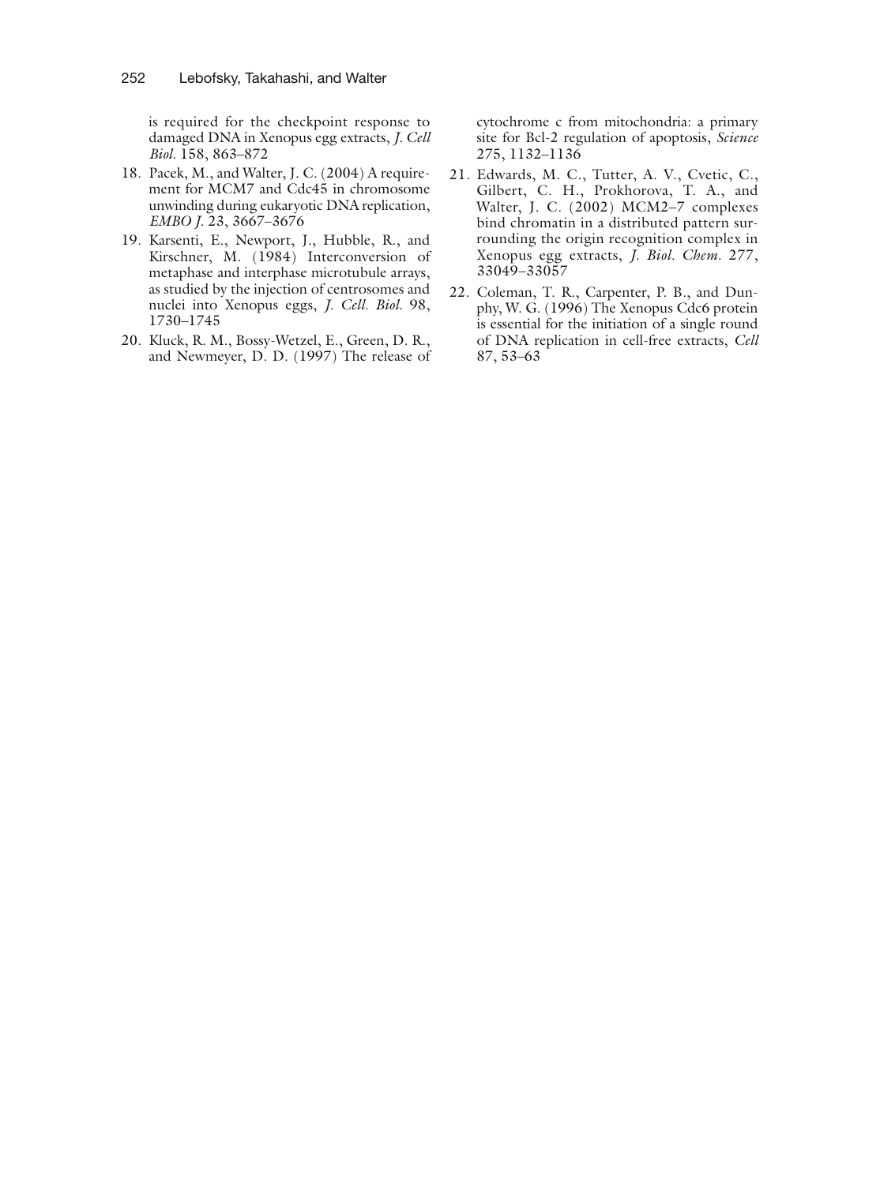is required for the checkpoint response to damaged DNA in Xenopus egg extracts, *J. Cell Biol.* 158, 863–872

18. Pacek, M., and Walter, J. C. (2004) A requirement for MCM7 and Cdc45 in chromosome unwinding during eukaryotic DNA replication, *EMBO J.* 23, 3667–3676
19. Karsenti, E., Newport, J., Hubble, R., and Kirschner, M. (1984) Interconversion of metaphase and interphase microtubule arrays, as studied by the injection of centrosomes and nuclei into Xenopus eggs, *J. Cell. Biol.* 98, 1730–1745
20. Kluck, R. M., Bossy-Wetzel, E., Green, D. R., and Newmeyer, D. D. (1997) The release of cytochrome c from mitochondria: a primary site for Bcl-2 regulation of apoptosis, *Science* 275, 1132–1136
21. Edwards, M. C., Tutter, A. V., Cvetic, C., Gilbert, C. H., Prokhorova, T. A., and Walter, J. C. (2002) MCM2–7 complexes bind chromatin in a distributed pattern surrounding the origin recognition complex in Xenopus egg extracts, *J. Biol. Chem.* 277, 33049–33057
22. Coleman, T. R., Carpenter, P. B., and Dunphy, W. G. (1996) The Xenopus Cdc6 protein is essential for the initiation of a single round of DNA replication in cell-free extracts, *Cell* 87, 53–63